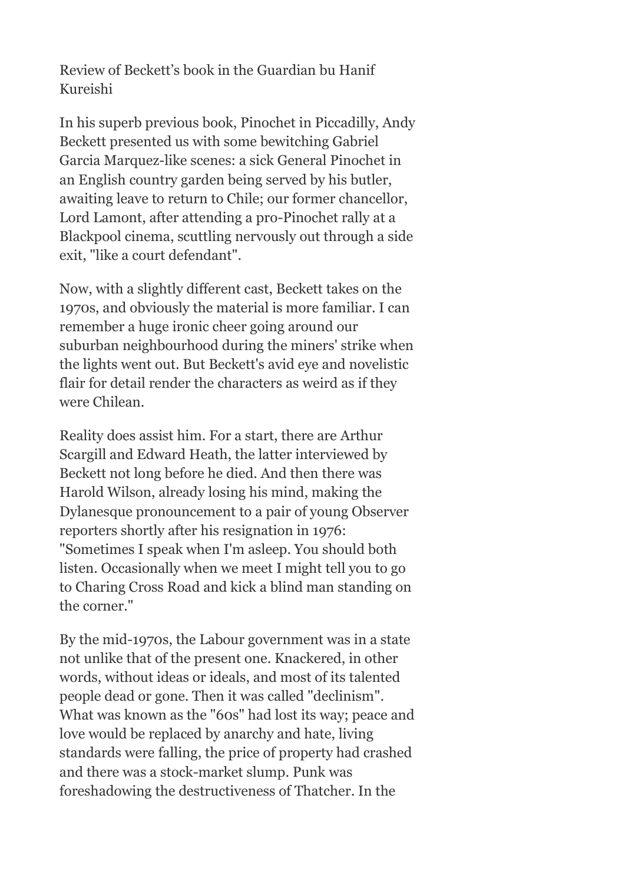Review of Beckett's book in the Guardian bu Hanif Kureishi

In his superb previous book, Pinochet in Piccadilly, Andy Beckett presented us with some bewitching Gabriel Garcia Marquez-like scenes: a sick General Pinochet in an English country garden being served by his butler, awaiting leave to return to Chile; our former chancellor, Lord Lamont, after attending a pro-Pinochet rally at a Blackpool cinema, scuttling nervously out through a side exit, "like a court defendant".

Now, with a slightly different cast, Beckett takes on the 1970s, and obviously the material is more familiar. I can remember a huge ironic cheer going around our suburban neighbourhood during the miners' strike when the lights went out. But Beckett's avid eye and novelistic flair for detail render the characters as weird as if they were Chilean.

Reality does assist him. For a start, there are Arthur Scargill and Edward Heath, the latter interviewed by Beckett not long before he died. And then there was Harold Wilson, already losing his mind, making the Dylanesque pronouncement to a pair of young Observer reporters shortly after his resignation in 1976: "Sometimes I speak when I'm asleep. You should both listen. Occasionally when we meet I might tell you to go to Charing Cross Road and kick a blind man standing on the corner."

By the mid-1970s, the Labour government was in a state not unlike that of the present one. Knackered, in other words, without ideas or ideals, and most of its talented people dead or gone. Then it was called "declinism". What was known as the "60s" had lost its way; peace and love would be replaced by anarchy and hate, living standards were falling, the price of property had crashed and there was a stock-market slump. Punk was foreshadowing the destructiveness of Thatcher. In the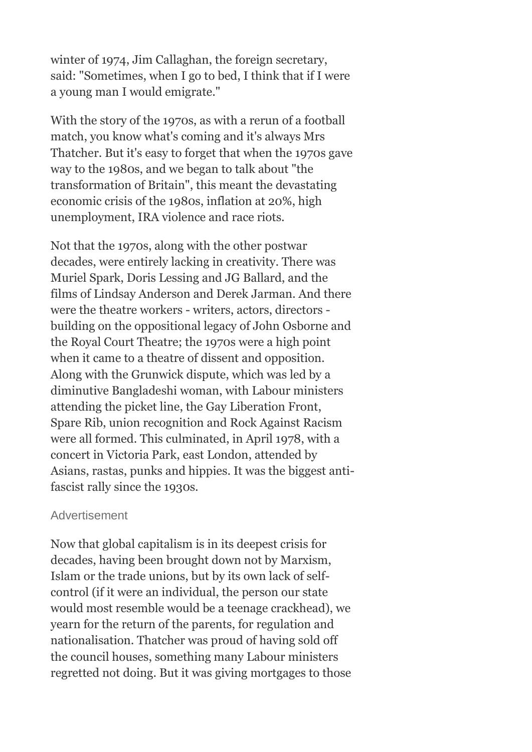winter of 1974, Jim Callaghan, the foreign secretary, said: "Sometimes, when I go to bed, I think that if I were a young man I would emigrate."

With the story of the 1970s, as with a rerun of a football match, you know what's coming and it's always Mrs Thatcher. But it's easy to forget that when the 1970s gave way to the 1980s, and we began to talk about "the transformation of Britain", this meant the devastating economic crisis of the 1980s, inflation at 20%, high unemployment, IRA violence and race riots.

Not that the 1970s, along with the other postwar decades, were entirely lacking in creativity. There was Muriel Spark, Doris Lessing and JG Ballard, and the films of Lindsay Anderson and Derek Jarman. And there were the theatre workers - writers, actors, directors - building on the oppositional legacy of John Osborne and the Royal Court Theatre; the 1970s were a high point when it came to a theatre of dissent and opposition. Along with the Grunwick dispute, which was led by a diminutive Bangladeshi woman, with Labour ministers attending the picket line, the Gay Liberation Front, Spare Rib, union recognition and Rock Against Racism were all formed. This culminated, in April 1978, with a concert in Victoria Park, east London, attended by Asians, rastas, punks and hippies. It was the biggest anti-fascist rally since the 1930s.

Advertisement

Now that global capitalism is in its deepest crisis for decades, having been brought down not by Marxism, Islam or the trade unions, but by its own lack of self-control (if it were an individual, the person our state would most resemble would be a teenage crackhead), we yearn for the return of the parents, for regulation and nationalisation. Thatcher was proud of having sold off the council houses, something many Labour ministers regretted not doing. But it was giving mortgages to those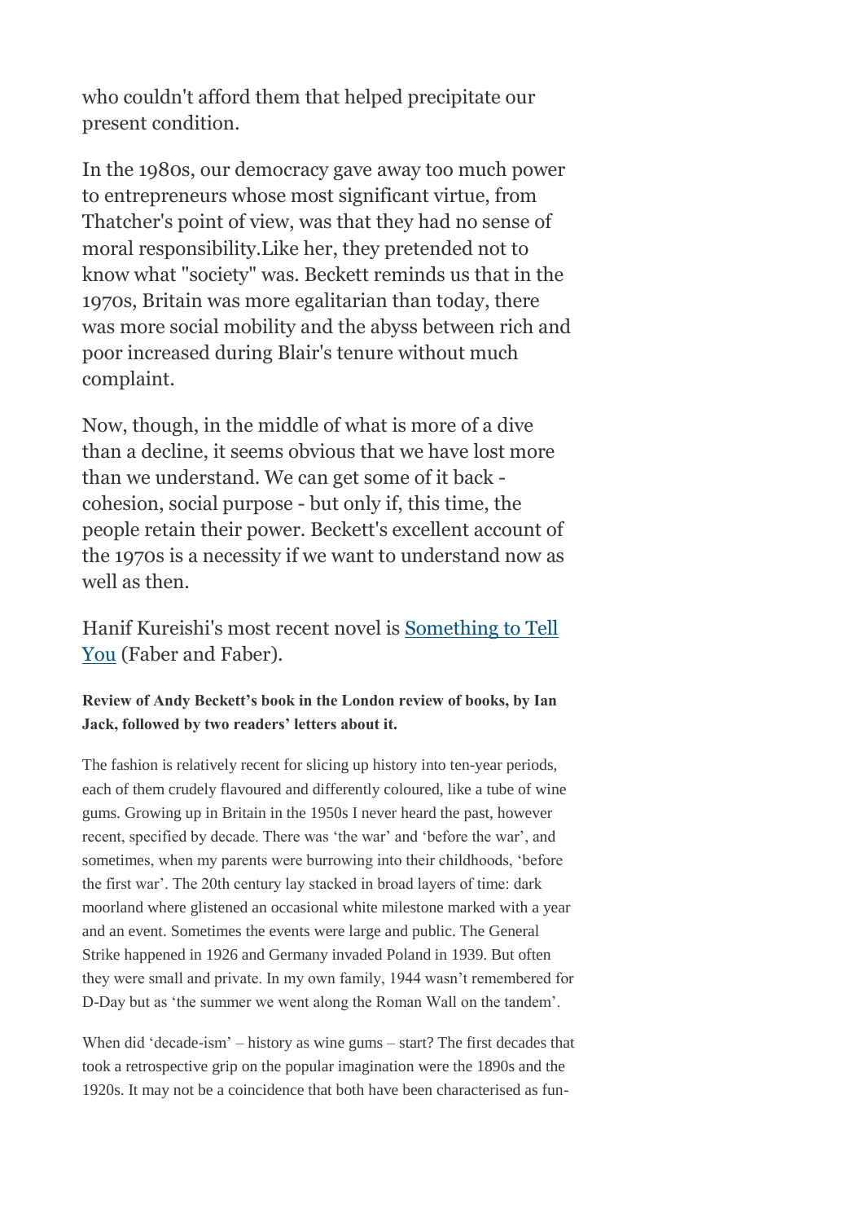who couldn't afford them that helped precipitate our present condition.

In the 1980s, our democracy gave away too much power to entrepreneurs whose most significant virtue, from Thatcher's point of view, was that they had no sense of moral responsibility.Like her, they pretended not to know what "society" was. Beckett reminds us that in the 1970s, Britain was more egalitarian than today, there was more social mobility and the abyss between rich and poor increased during Blair's tenure without much complaint.

Now, though, in the middle of what is more of a dive than a decline, it seems obvious that we have lost more than we understand. We can get some of it back - cohesion, social purpose - but only if, this time, the people retain their power. Beckett's excellent account of the 1970s is a necessity if we want to understand now as well as then.

Hanif Kureishi's most recent novel is [Something to Tell You](Something to Tell You) (Faber and Faber).

**Review of Andy Beckett's book in the London review of books, by Ian Jack, followed by two readers' letters about it.**

The fashion is relatively recent for slicing up history into ten-year periods, each of them crudely flavoured and differently coloured, like a tube of wine gums. Growing up in Britain in the 1950s I never heard the past, however recent, specified by decade. There was 'the war' and 'before the war', and sometimes, when my parents were burrowing into their childhoods, 'before the first war'. The 20th century lay stacked in broad layers of time: dark moorland where glistened an occasional white milestone marked with a year and an event. Sometimes the events were large and public. The General Strike happened in 1926 and Germany invaded Poland in 1939. But often they were small and private. In my own family, 1944 wasn't remembered for D-Day but as 'the summer we went along the Roman Wall on the tandem'.

When did 'decade-ism' – history as wine gums – start? The first decades that took a retrospective grip on the popular imagination were the 1890s and the 1920s. It may not be a coincidence that both have been characterised as fun-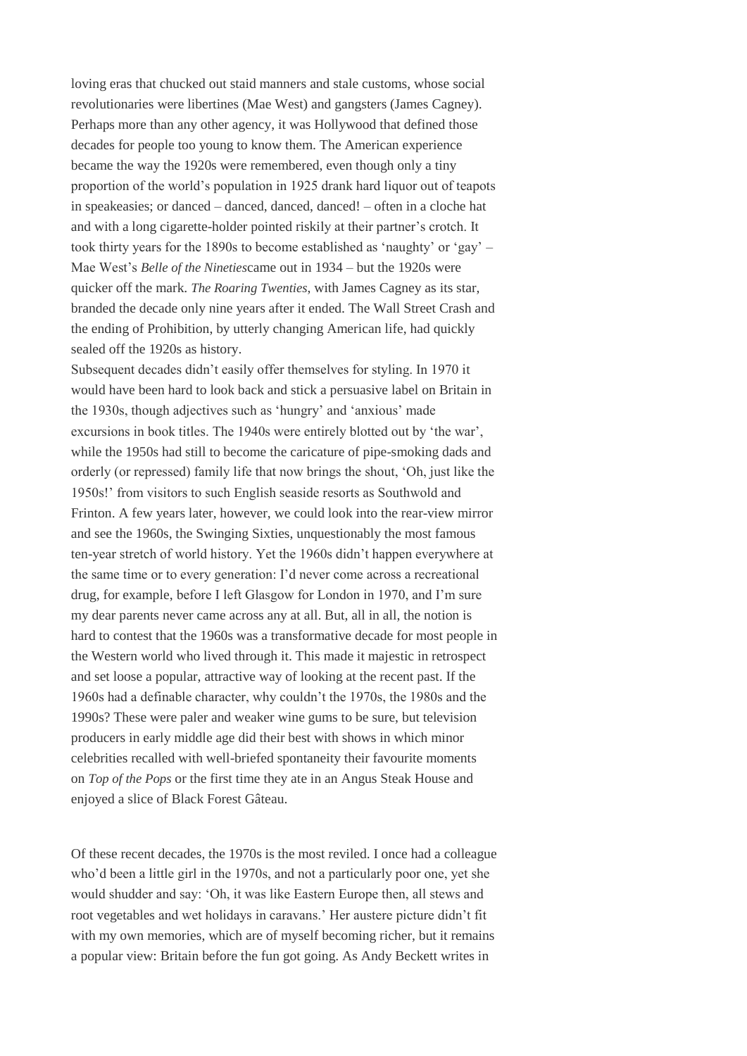loving eras that chucked out staid manners and stale customs, whose social revolutionaries were libertines (Mae West) and gangsters (James Cagney). Perhaps more than any other agency, it was Hollywood that defined those decades for people too young to know them. The American experience became the way the 1920s were remembered, even though only a tiny proportion of the world's population in 1925 drank hard liquor out of teapots in speakeasies; or danced – danced, danced, danced! – often in a cloche hat and with a long cigarette-holder pointed riskily at their partner's crotch. It took thirty years for the 1890s to become established as 'naughty' or 'gay' – Mae West's *Belle of the Nineties*came out in 1934 – but the 1920s were quicker off the mark. *The Roaring Twenties*, with James Cagney as its star, branded the decade only nine years after it ended. The Wall Street Crash and the ending of Prohibition, by utterly changing American life, had quickly sealed off the 1920s as history.

Subsequent decades didn't easily offer themselves for styling. In 1970 it would have been hard to look back and stick a persuasive label on Britain in the 1930s, though adjectives such as 'hungry' and 'anxious' made excursions in book titles. The 1940s were entirely blotted out by 'the war', while the 1950s had still to become the caricature of pipe-smoking dads and orderly (or repressed) family life that now brings the shout, 'Oh, just like the 1950s!' from visitors to such English seaside resorts as Southwold and Frinton. A few years later, however, we could look into the rear-view mirror and see the 1960s, the Swinging Sixties, unquestionably the most famous ten-year stretch of world history. Yet the 1960s didn't happen everywhere at the same time or to every generation: I'd never come across a recreational drug, for example, before I left Glasgow for London in 1970, and I'm sure my dear parents never came across any at all. But, all in all, the notion is hard to contest that the 1960s was a transformative decade for most people in the Western world who lived through it. This made it majestic in retrospect and set loose a popular, attractive way of looking at the recent past. If the 1960s had a definable character, why couldn't the 1970s, the 1980s and the 1990s? These were paler and weaker wine gums to be sure, but television producers in early middle age did their best with shows in which minor celebrities recalled with well-briefed spontaneity their favourite moments on *Top of the Pops* or the first time they ate in an Angus Steak House and enjoyed a slice of Black Forest Gâteau.

Of these recent decades, the 1970s is the most reviled. I once had a colleague who'd been a little girl in the 1970s, and not a particularly poor one, yet she would shudder and say: 'Oh, it was like Eastern Europe then, all stews and root vegetables and wet holidays in caravans.' Her austere picture didn't fit with my own memories, which are of myself becoming richer, but it remains a popular view: Britain before the fun got going. As Andy Beckett writes in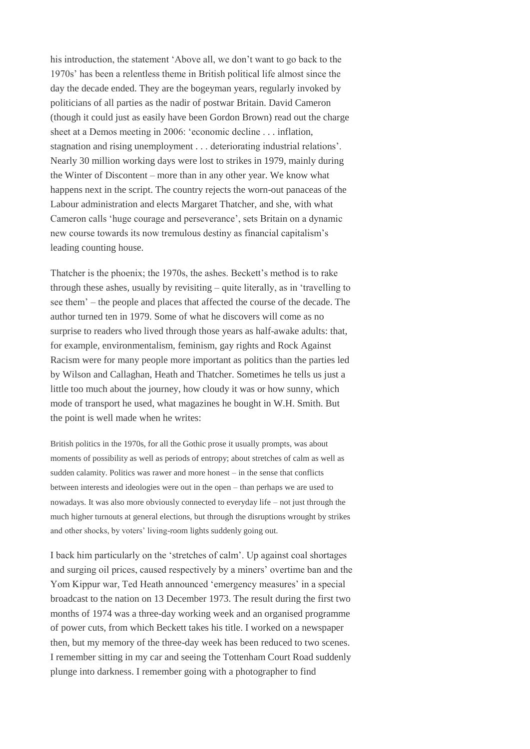his introduction, the statement 'Above all, we don't want to go back to the 1970s' has been a relentless theme in British political life almost since the day the decade ended. They are the bogeyman years, regularly invoked by politicians of all parties as the nadir of postwar Britain. David Cameron (though it could just as easily have been Gordon Brown) read out the charge sheet at a Demos meeting in 2006: 'economic decline . . . inflation, stagnation and rising unemployment . . . deteriorating industrial relations'. Nearly 30 million working days were lost to strikes in 1979, mainly during the Winter of Discontent – more than in any other year. We know what happens next in the script. The country rejects the worn-out panaceas of the Labour administration and elects Margaret Thatcher, and she, with what Cameron calls 'huge courage and perseverance', sets Britain on a dynamic new course towards its now tremulous destiny as financial capitalism's leading counting house.

Thatcher is the phoenix; the 1970s, the ashes. Beckett's method is to rake through these ashes, usually by revisiting – quite literally, as in 'travelling to see them' – the people and places that affected the course of the decade. The author turned ten in 1979. Some of what he discovers will come as no surprise to readers who lived through those years as half-awake adults: that, for example, environmentalism, feminism, gay rights and Rock Against Racism were for many people more important as politics than the parties led by Wilson and Callaghan, Heath and Thatcher. Sometimes he tells us just a little too much about the journey, how cloudy it was or how sunny, which mode of transport he used, what magazines he bought in W.H. Smith. But the point is well made when he writes:

> British politics in the 1970s, for all the Gothic prose it usually prompts, was about moments of possibility as well as periods of entropy; about stretches of calm as well as sudden calamity. Politics was rawer and more honest – in the sense that conflicts between interests and ideologies were out in the open – than perhaps we are used to nowadays. It was also more obviously connected to everyday life – not just through the much higher turnouts at general elections, but through the disruptions wrought by strikes and other shocks, by voters' living-room lights suddenly going out.

I back him particularly on the 'stretches of calm'. Up against coal shortages and surging oil prices, caused respectively by a miners' overtime ban and the Yom Kippur war, Ted Heath announced 'emergency measures' in a special broadcast to the nation on 13 December 1973. The result during the first two months of 1974 was a three-day working week and an organised programme of power cuts, from which Beckett takes his title. I worked on a newspaper then, but my memory of the three-day week has been reduced to two scenes. I remember sitting in my car and seeing the Tottenham Court Road suddenly plunge into darkness. I remember going with a photographer to find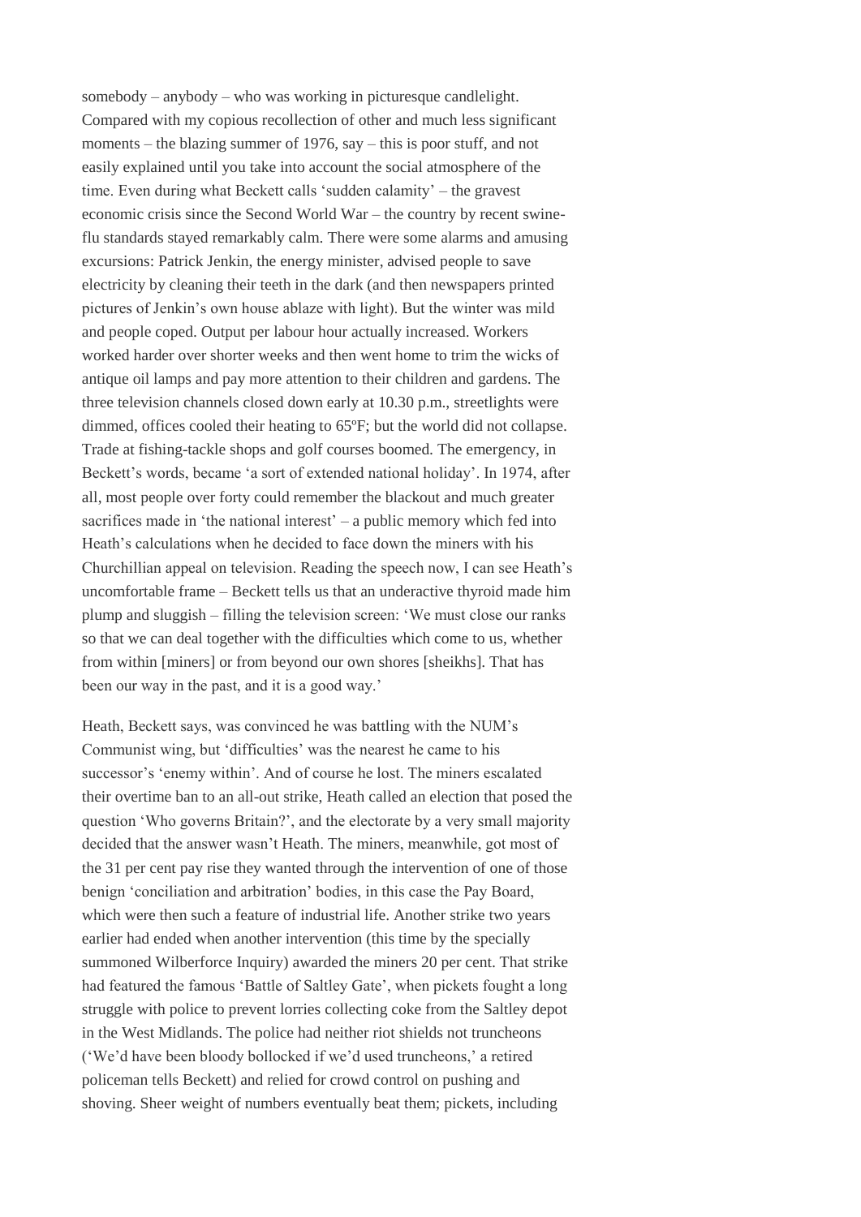somebody – anybody – who was working in picturesque candlelight. Compared with my copious recollection of other and much less significant moments – the blazing summer of 1976, say – this is poor stuff, and not easily explained until you take into account the social atmosphere of the time. Even during what Beckett calls 'sudden calamity' – the gravest economic crisis since the Second World War – the country by recent swine-flu standards stayed remarkably calm. There were some alarms and amusing excursions: Patrick Jenkin, the energy minister, advised people to save electricity by cleaning their teeth in the dark (and then newspapers printed pictures of Jenkin's own house ablaze with light). But the winter was mild and people coped. Output per labour hour actually increased. Workers worked harder over shorter weeks and then went home to trim the wicks of antique oil lamps and pay more attention to their children and gardens. The three television channels closed down early at 10.30 p.m., streetlights were dimmed, offices cooled their heating to 65ºF; but the world did not collapse. Trade at fishing-tackle shops and golf courses boomed. The emergency, in Beckett's words, became 'a sort of extended national holiday'. In 1974, after all, most people over forty could remember the blackout and much greater sacrifices made in 'the national interest' – a public memory which fed into Heath's calculations when he decided to face down the miners with his Churchillian appeal on television. Reading the speech now, I can see Heath's uncomfortable frame – Beckett tells us that an underactive thyroid made him plump and sluggish – filling the television screen: 'We must close our ranks so that we can deal together with the difficulties which come to us, whether from within [miners] or from beyond our own shores [sheikhs]. That has been our way in the past, and it is a good way.'

Heath, Beckett says, was convinced he was battling with the NUM's Communist wing, but 'difficulties' was the nearest he came to his successor's 'enemy within'. And of course he lost. The miners escalated their overtime ban to an all-out strike, Heath called an election that posed the question 'Who governs Britain?', and the electorate by a very small majority decided that the answer wasn't Heath. The miners, meanwhile, got most of the 31 per cent pay rise they wanted through the intervention of one of those benign 'conciliation and arbitration' bodies, in this case the Pay Board, which were then such a feature of industrial life. Another strike two years earlier had ended when another intervention (this time by the specially summoned Wilberforce Inquiry) awarded the miners 20 per cent. That strike had featured the famous 'Battle of Saltley Gate', when pickets fought a long struggle with police to prevent lorries collecting coke from the Saltley depot in the West Midlands. The police had neither riot shields not truncheons ('We'd have been bloody bollocked if we'd used truncheons,' a retired policeman tells Beckett) and relied for crowd control on pushing and shoving. Sheer weight of numbers eventually beat them; pickets, including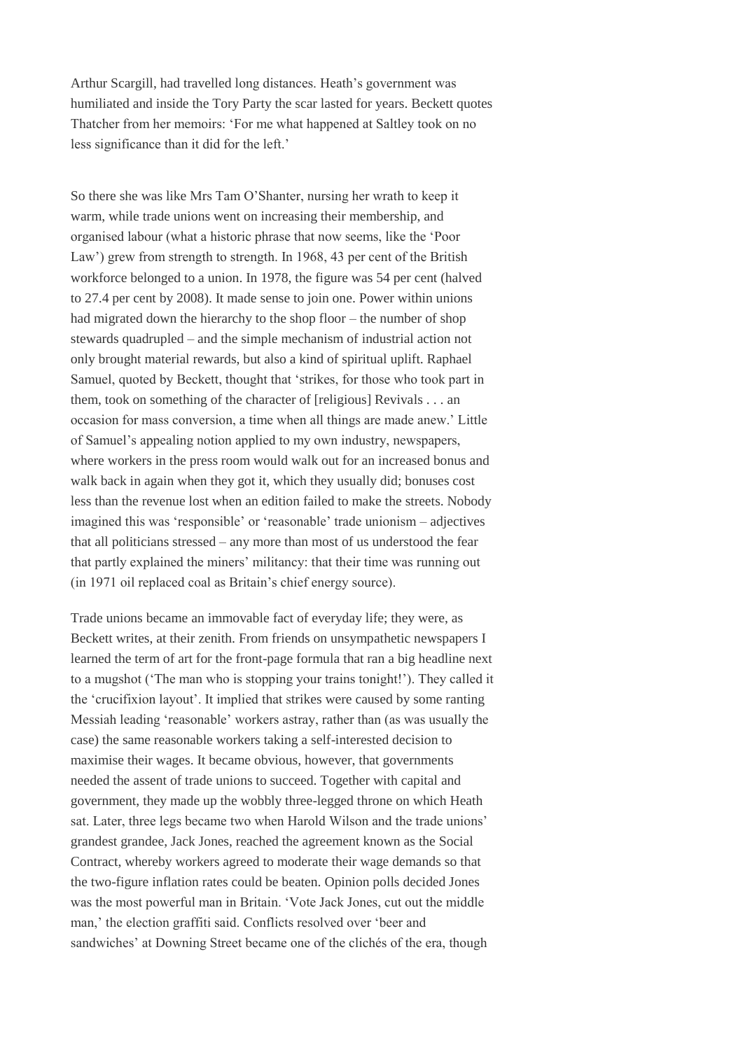Arthur Scargill, had travelled long distances. Heath's government was humiliated and inside the Tory Party the scar lasted for years. Beckett quotes Thatcher from her memoirs: 'For me what happened at Saltley took on no less significance than it did for the left.'

So there she was like Mrs Tam O'Shanter, nursing her wrath to keep it warm, while trade unions went on increasing their membership, and organised labour (what a historic phrase that now seems, like the 'Poor Law') grew from strength to strength. In 1968, 43 per cent of the British workforce belonged to a union. In 1978, the figure was 54 per cent (halved to 27.4 per cent by 2008). It made sense to join one. Power within unions had migrated down the hierarchy to the shop floor – the number of shop stewards quadrupled – and the simple mechanism of industrial action not only brought material rewards, but also a kind of spiritual uplift. Raphael Samuel, quoted by Beckett, thought that 'strikes, for those who took part in them, took on something of the character of [religious] Revivals . . . an occasion for mass conversion, a time when all things are made anew.' Little of Samuel's appealing notion applied to my own industry, newspapers, where workers in the press room would walk out for an increased bonus and walk back in again when they got it, which they usually did; bonuses cost less than the revenue lost when an edition failed to make the streets. Nobody imagined this was 'responsible' or 'reasonable' trade unionism – adjectives that all politicians stressed – any more than most of us understood the fear that partly explained the miners' militancy: that their time was running out (in 1971 oil replaced coal as Britain's chief energy source).

Trade unions became an immovable fact of everyday life; they were, as Beckett writes, at their zenith. From friends on unsympathetic newspapers I learned the term of art for the front-page formula that ran a big headline next to a mugshot ('The man who is stopping your trains tonight!'). They called it the 'crucifixion layout'. It implied that strikes were caused by some ranting Messiah leading 'reasonable' workers astray, rather than (as was usually the case) the same reasonable workers taking a self-interested decision to maximise their wages. It became obvious, however, that governments needed the assent of trade unions to succeed. Together with capital and government, they made up the wobbly three-legged throne on which Heath sat. Later, three legs became two when Harold Wilson and the trade unions' grandest grandee, Jack Jones, reached the agreement known as the Social Contract, whereby workers agreed to moderate their wage demands so that the two-figure inflation rates could be beaten. Opinion polls decided Jones was the most powerful man in Britain. 'Vote Jack Jones, cut out the middle man,' the election graffiti said. Conflicts resolved over 'beer and sandwiches' at Downing Street became one of the clichés of the era, though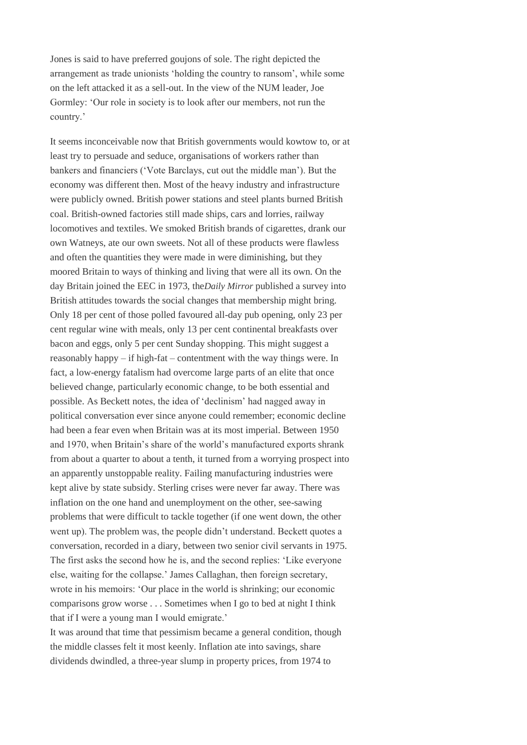Jones is said to have preferred goujons of sole. The right depicted the arrangement as trade unionists 'holding the country to ransom', while some on the left attacked it as a sell-out. In the view of the NUM leader, Joe Gormley: 'Our role in society is to look after our members, not run the country.'

It seems inconceivable now that British governments would kowtow to, or at least try to persuade and seduce, organisations of workers rather than bankers and financiers ('Vote Barclays, cut out the middle man'). But the economy was different then. Most of the heavy industry and infrastructure were publicly owned. British power stations and steel plants burned British coal. British-owned factories still made ships, cars and lorries, railway locomotives and textiles. We smoked British brands of cigarettes, drank our own Watneys, ate our own sweets. Not all of these products were flawless and often the quantities they were made in were diminishing, but they moored Britain to ways of thinking and living that were all its own. On the day Britain joined the EEC in 1973, the *Daily Mirror* published a survey into British attitudes towards the social changes that membership might bring. Only 18 per cent of those polled favoured all-day pub opening, only 23 per cent regular wine with meals, only 13 per cent continental breakfasts over bacon and eggs, only 5 per cent Sunday shopping. This might suggest a reasonably happy – if high-fat – contentment with the way things were. In fact, a low-energy fatalism had overcome large parts of an elite that once believed change, particularly economic change, to be both essential and possible. As Beckett notes, the idea of 'declinism' had nagged away in political conversation ever since anyone could remember; economic decline had been a fear even when Britain was at its most imperial. Between 1950 and 1970, when Britain's share of the world's manufactured exports shrank from about a quarter to about a tenth, it turned from a worrying prospect into an apparently unstoppable reality. Failing manufacturing industries were kept alive by state subsidy. Sterling crises were never far away. There was inflation on the one hand and unemployment on the other, see-sawing problems that were difficult to tackle together (if one went down, the other went up). The problem was, the people didn't understand. Beckett quotes a conversation, recorded in a diary, between two senior civil servants in 1975. The first asks the second how he is, and the second replies: 'Like everyone else, waiting for the collapse.' James Callaghan, then foreign secretary, wrote in his memoirs: 'Our place in the world is shrinking; our economic comparisons grow worse . . . Sometimes when I go to bed at night I think that if I were a young man I would emigrate.'

It was around that time that pessimism became a general condition, though the middle classes felt it most keenly. Inflation ate into savings, share dividends dwindled, a three-year slump in property prices, from 1974 to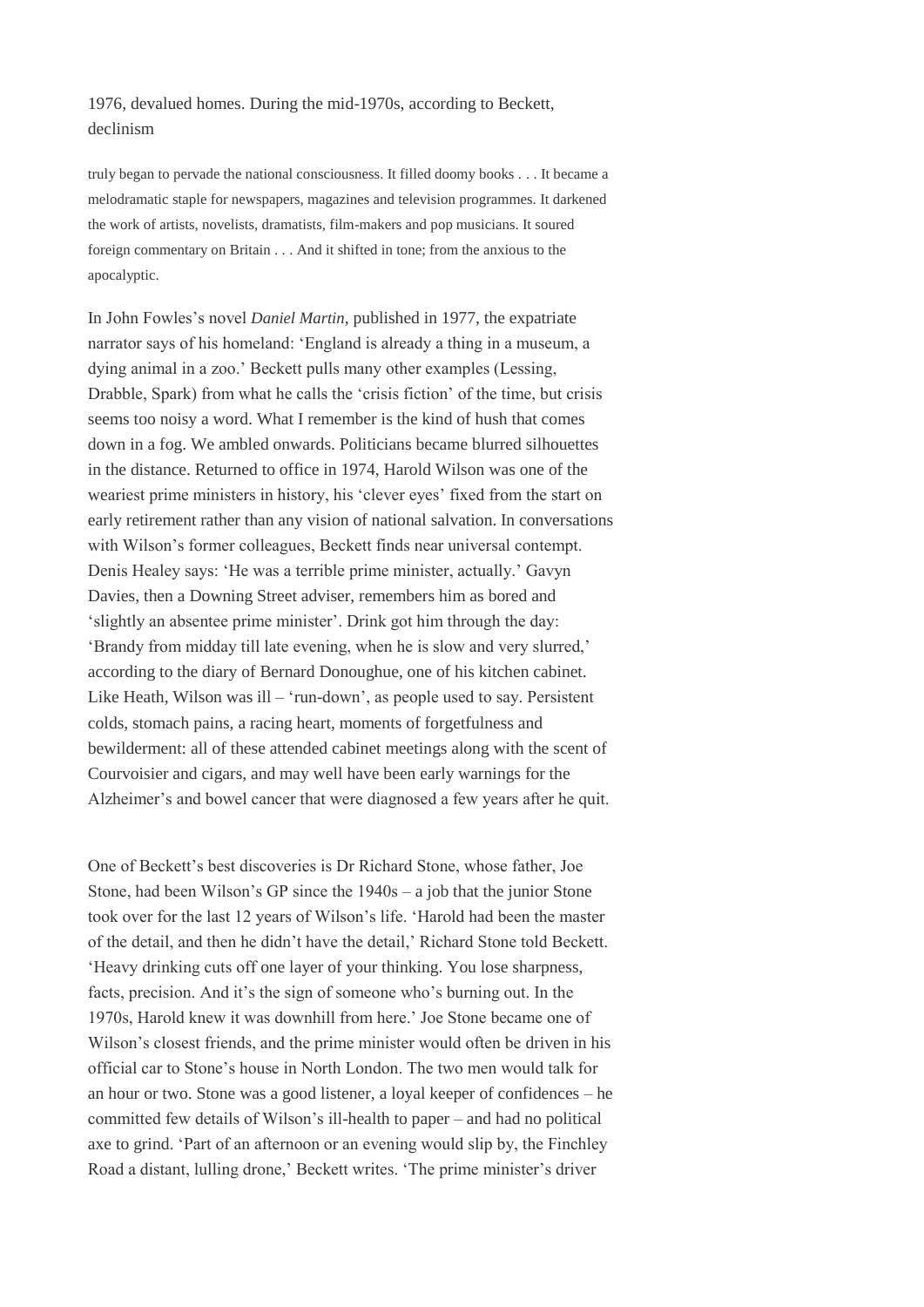1976, devalued homes. During the mid-1970s, according to Beckett, declinism

> truly began to pervade the national consciousness. It filled doomy books . . . It became a melodramatic staple for newspapers, magazines and television programmes. It darkened the work of artists, novelists, dramatists, film-makers and pop musicians. It soured foreign commentary on Britain . . . And it shifted in tone; from the anxious to the apocalyptic.

In John Fowles's novel *Daniel Martin*, published in 1977, the expatriate narrator says of his homeland: 'England is already a thing in a museum, a dying animal in a zoo.' Beckett pulls many other examples (Lessing, Drabble, Spark) from what he calls the 'crisis fiction' of the time, but crisis seems too noisy a word. What I remember is the kind of hush that comes down in a fog. We ambled onwards. Politicians became blurred silhouettes in the distance. Returned to office in 1974, Harold Wilson was one of the weariest prime ministers in history, his 'clever eyes' fixed from the start on early retirement rather than any vision of national salvation. In conversations with Wilson's former colleagues, Beckett finds near universal contempt. Denis Healey says: 'He was a terrible prime minister, actually.' Gavyn Davies, then a Downing Street adviser, remembers him as bored and 'slightly an absentee prime minister'. Drink got him through the day: 'Brandy from midday till late evening, when he is slow and very slurred,' according to the diary of Bernard Donoughue, one of his kitchen cabinet. Like Heath, Wilson was ill – 'run-down', as people used to say. Persistent colds, stomach pains, a racing heart, moments of forgetfulness and bewilderment: all of these attended cabinet meetings along with the scent of Courvoisier and cigars, and may well have been early warnings for the Alzheimer's and bowel cancer that were diagnosed a few years after he quit.

One of Beckett's best discoveries is Dr Richard Stone, whose father, Joe Stone, had been Wilson's GP since the 1940s – a job that the junior Stone took over for the last 12 years of Wilson's life. 'Harold had been the master of the detail, and then he didn't have the detail,' Richard Stone told Beckett. 'Heavy drinking cuts off one layer of your thinking. You lose sharpness, facts, precision. And it's the sign of someone who's burning out. In the 1970s, Harold knew it was downhill from here.' Joe Stone became one of Wilson's closest friends, and the prime minister would often be driven in his official car to Stone's house in North London. The two men would talk for an hour or two. Stone was a good listener, a loyal keeper of confidences – he committed few details of Wilson's ill-health to paper – and had no political axe to grind. 'Part of an afternoon or an evening would slip by, the Finchley Road a distant, lulling drone,' Beckett writes. 'The prime minister's driver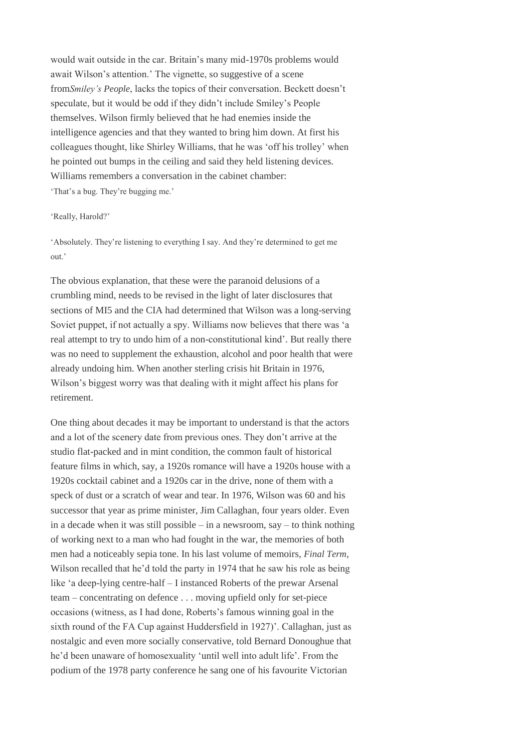would wait outside in the car. Britain's many mid-1970s problems would await Wilson's attention.' The vignette, so suggestive of a scene from*Smiley's People*, lacks the topics of their conversation. Beckett doesn't speculate, but it would be odd if they didn't include Smiley's People themselves. Wilson firmly believed that he had enemies inside the intelligence agencies and that they wanted to bring him down. At first his colleagues thought, like Shirley Williams, that he was 'off his trolley' when he pointed out bumps in the ceiling and said they held listening devices. Williams remembers a conversation in the cabinet chamber:

'That's a bug. They're bugging me.'

'Really, Harold?'

'Absolutely. They're listening to everything I say. And they're determined to get me out.'

The obvious explanation, that these were the paranoid delusions of a crumbling mind, needs to be revised in the light of later disclosures that sections of MI5 and the CIA had determined that Wilson was a long-serving Soviet puppet, if not actually a spy. Williams now believes that there was 'a real attempt to try to undo him of a non-constitutional kind'. But really there was no need to supplement the exhaustion, alcohol and poor health that were already undoing him. When another sterling crisis hit Britain in 1976, Wilson's biggest worry was that dealing with it might affect his plans for retirement.

One thing about decades it may be important to understand is that the actors and a lot of the scenery date from previous ones. They don't arrive at the studio flat-packed and in mint condition, the common fault of historical feature films in which, say, a 1920s romance will have a 1920s house with a 1920s cocktail cabinet and a 1920s car in the drive, none of them with a speck of dust or a scratch of wear and tear. In 1976, Wilson was 60 and his successor that year as prime minister, Jim Callaghan, four years older. Even in a decade when it was still possible – in a newsroom, say – to think nothing of working next to a man who had fought in the war, the memories of both men had a noticeably sepia tone. In his last volume of memoirs, *Final Term*, Wilson recalled that he'd told the party in 1974 that he saw his role as being like 'a deep-lying centre-half – I instanced Roberts of the prewar Arsenal team – concentrating on defence . . . moving upfield only for set-piece occasions (witness, as I had done, Roberts's famous winning goal in the sixth round of the FA Cup against Huddersfield in 1927)'. Callaghan, just as nostalgic and even more socially conservative, told Bernard Donoughue that he'd been unaware of homosexuality 'until well into adult life'. From the podium of the 1978 party conference he sang one of his favourite Victorian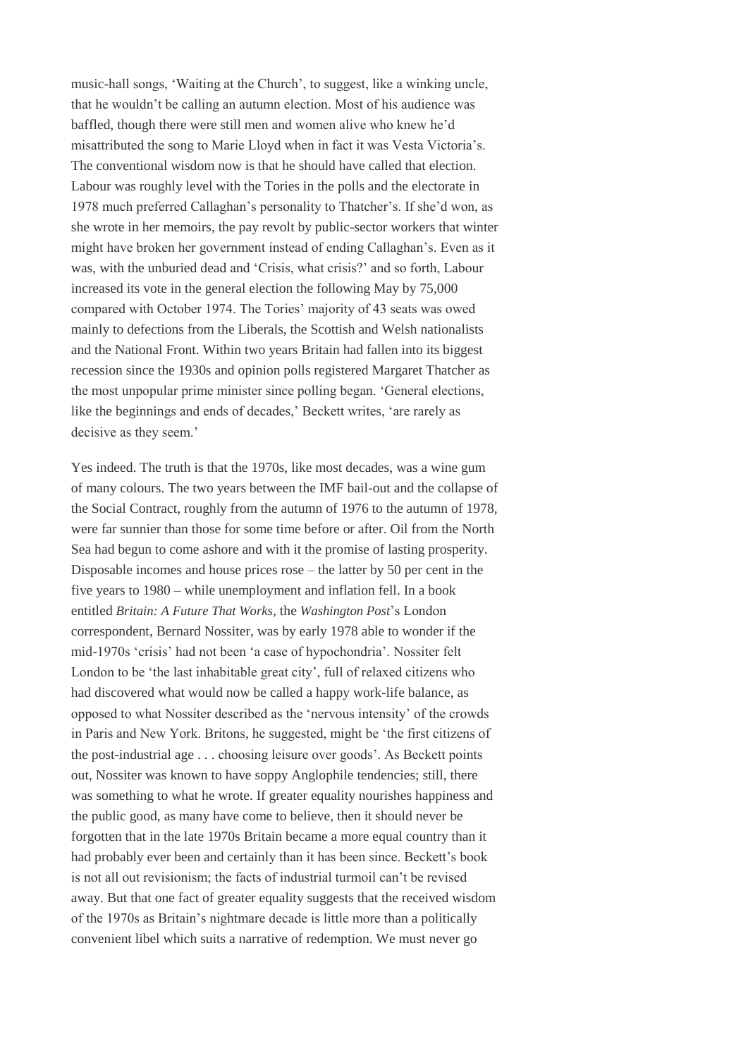music-hall songs, 'Waiting at the Church', to suggest, like a winking uncle, that he wouldn't be calling an autumn election. Most of his audience was baffled, though there were still men and women alive who knew he'd misattributed the song to Marie Lloyd when in fact it was Vesta Victoria's. The conventional wisdom now is that he should have called that election. Labour was roughly level with the Tories in the polls and the electorate in 1978 much preferred Callaghan's personality to Thatcher's. If she'd won, as she wrote in her memoirs, the pay revolt by public-sector workers that winter might have broken her government instead of ending Callaghan's. Even as it was, with the unburied dead and 'Crisis, what crisis?' and so forth, Labour increased its vote in the general election the following May by 75,000 compared with October 1974. The Tories' majority of 43 seats was owed mainly to defections from the Liberals, the Scottish and Welsh nationalists and the National Front. Within two years Britain had fallen into its biggest recession since the 1930s and opinion polls registered Margaret Thatcher as the most unpopular prime minister since polling began. 'General elections, like the beginnings and ends of decades,' Beckett writes, 'are rarely as decisive as they seem.'

Yes indeed. The truth is that the 1970s, like most decades, was a wine gum of many colours. The two years between the IMF bail-out and the collapse of the Social Contract, roughly from the autumn of 1976 to the autumn of 1978, were far sunnier than those for some time before or after. Oil from the North Sea had begun to come ashore and with it the promise of lasting prosperity. Disposable incomes and house prices rose – the latter by 50 per cent in the five years to 1980 – while unemployment and inflation fell. In a book entitled *Britain: A Future That Works*, the *Washington Post*'s London correspondent, Bernard Nossiter, was by early 1978 able to wonder if the mid-1970s 'crisis' had not been 'a case of hypochondria'. Nossiter felt London to be 'the last inhabitable great city', full of relaxed citizens who had discovered what would now be called a happy work-life balance, as opposed to what Nossiter described as the 'nervous intensity' of the crowds in Paris and New York. Britons, he suggested, might be 'the first citizens of the post-industrial age . . . choosing leisure over goods'. As Beckett points out, Nossiter was known to have soppy Anglophile tendencies; still, there was something to what he wrote. If greater equality nourishes happiness and the public good, as many have come to believe, then it should never be forgotten that in the late 1970s Britain became a more equal country than it had probably ever been and certainly than it has been since. Beckett's book is not all out revisionism; the facts of industrial turmoil can't be revised away. But that one fact of greater equality suggests that the received wisdom of the 1970s as Britain's nightmare decade is little more than a politically convenient libel which suits a narrative of redemption. We must never go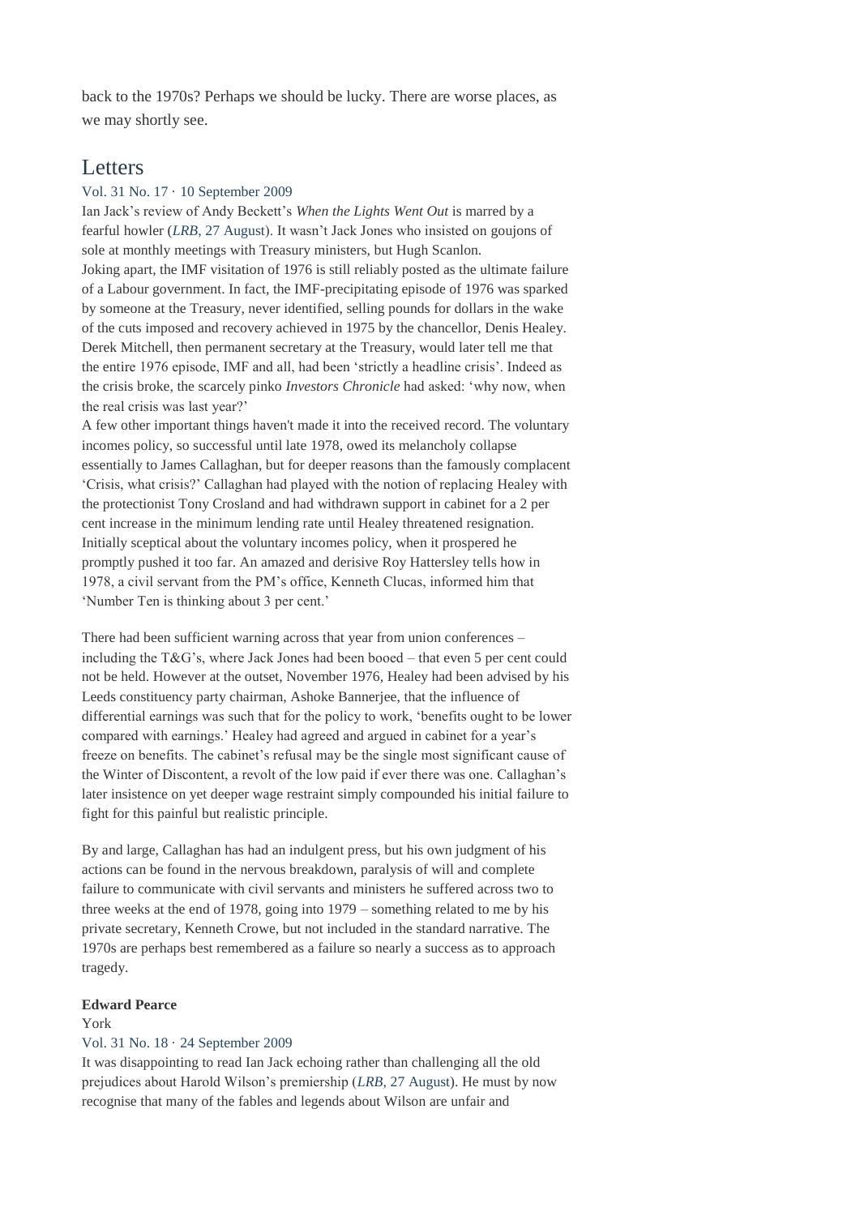back to the 1970s? Perhaps we should be lucky. There are worse places, as we may shortly see.

## Letters

Vol. 31 No. 17 · 10 September 2009

Ian Jack's review of Andy Beckett's *When the Lights Went Out* is marred by a fearful howler (*LRB*, 27 August). It wasn't Jack Jones who insisted on goujons of sole at monthly meetings with Treasury ministers, but Hugh Scanlon.

Joking apart, the IMF visitation of 1976 is still reliably posted as the ultimate failure of a Labour government. In fact, the IMF-precipitating episode of 1976 was sparked by someone at the Treasury, never identified, selling pounds for dollars in the wake of the cuts imposed and recovery achieved in 1975 by the chancellor, Denis Healey. Derek Mitchell, then permanent secretary at the Treasury, would later tell me that the entire 1976 episode, IMF and all, had been 'strictly a headline crisis'. Indeed as the crisis broke, the scarcely pinko *Investors Chronicle* had asked: 'why now, when the real crisis was last year?'

A few other important things haven't made it into the received record. The voluntary incomes policy, so successful until late 1978, owed its melancholy collapse essentially to James Callaghan, but for deeper reasons than the famously complacent 'Crisis, what crisis?' Callaghan had played with the notion of replacing Healey with the protectionist Tony Crosland and had withdrawn support in cabinet for a 2 per cent increase in the minimum lending rate until Healey threatened resignation. Initially sceptical about the voluntary incomes policy, when it prospered he promptly pushed it too far. An amazed and derisive Roy Hattersley tells how in 1978, a civil servant from the PM's office, Kenneth Clucas, informed him that 'Number Ten is thinking about 3 per cent.'

There had been sufficient warning across that year from union conferences – including the T&G's, where Jack Jones had been booed – that even 5 per cent could not be held. However at the outset, November 1976, Healey had been advised by his Leeds constituency party chairman, Ashoke Bannerjee, that the influence of differential earnings was such that for the policy to work, 'benefits ought to be lower compared with earnings.' Healey had agreed and argued in cabinet for a year's freeze on benefits. The cabinet's refusal may be the single most significant cause of the Winter of Discontent, a revolt of the low paid if ever there was one. Callaghan's later insistence on yet deeper wage restraint simply compounded his initial failure to fight for this painful but realistic principle.

By and large, Callaghan has had an indulgent press, but his own judgment of his actions can be found in the nervous breakdown, paralysis of will and complete failure to communicate with civil servants and ministers he suffered across two to three weeks at the end of 1978, going into 1979 – something related to me by his private secretary, Kenneth Crowe, but not included in the standard narrative. The 1970s are perhaps best remembered as a failure so nearly a success as to approach tragedy.

**Edward Pearce**
York

Vol. 31 No. 18 · 24 September 2009

It was disappointing to read Ian Jack echoing rather than challenging all the old prejudices about Harold Wilson's premiership (*LRB*, 27 August). He must by now recognise that many of the fables and legends about Wilson are unfair and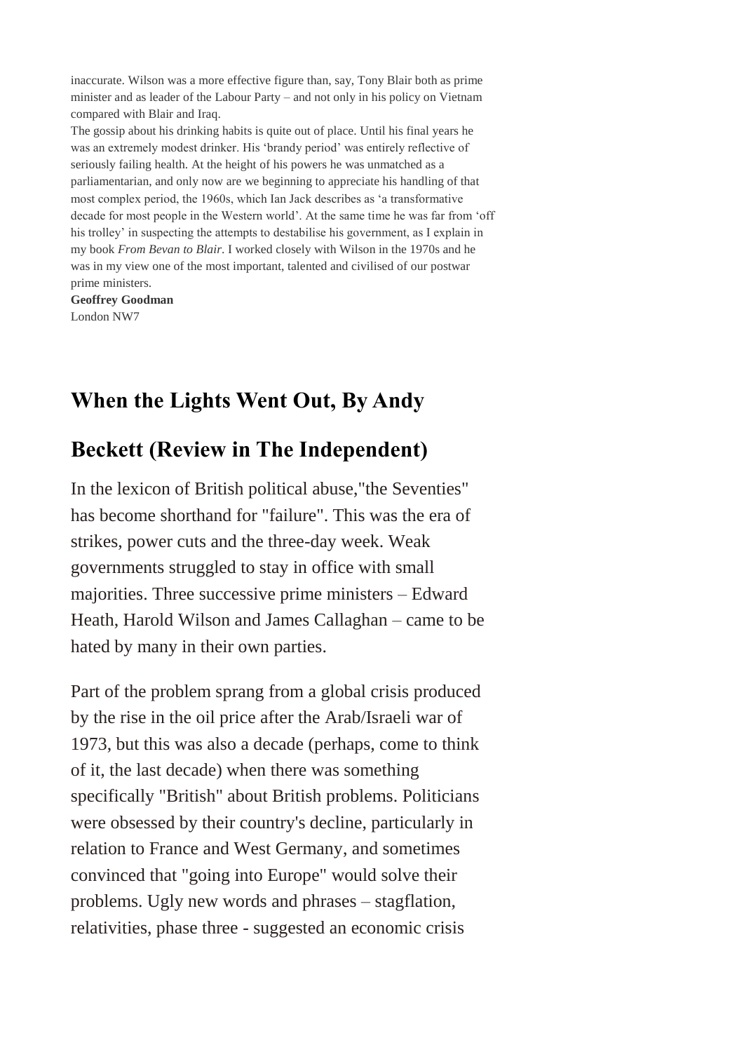inaccurate. Wilson was a more effective figure than, say, Tony Blair both as prime minister and as leader of the Labour Party – and not only in his policy on Vietnam compared with Blair and Iraq.

The gossip about his drinking habits is quite out of place. Until his final years he was an extremely modest drinker. His 'brandy period' was entirely reflective of seriously failing health. At the height of his powers he was unmatched as a parliamentarian, and only now are we beginning to appreciate his handling of that most complex period, the 1960s, which Ian Jack describes as 'a transformative decade for most people in the Western world'. At the same time he was far from 'off his trolley' in suspecting the attempts to destabilise his government, as I explain in my book *From Bevan to Blair*. I worked closely with Wilson in the 1970s and he was in my view one of the most important, talented and civilised of our postwar prime ministers.

**Geoffrey Goodman**
London NW7

## When the Lights Went Out, By Andy Beckett (Review in The Independent)

In the lexicon of British political abuse,"the Seventies" has become shorthand for "failure". This was the era of strikes, power cuts and the three-day week. Weak governments struggled to stay in office with small majorities. Three successive prime ministers – Edward Heath, Harold Wilson and James Callaghan – came to be hated by many in their own parties.

Part of the problem sprang from a global crisis produced by the rise in the oil price after the Arab/Israeli war of 1973, but this was also a decade (perhaps, come to think of it, the last decade) when there was something specifically "British" about British problems. Politicians were obsessed by their country's decline, particularly in relation to France and West Germany, and sometimes convinced that "going into Europe" would solve their problems. Ugly new words and phrases – stagflation, relativities, phase three - suggested an economic crisis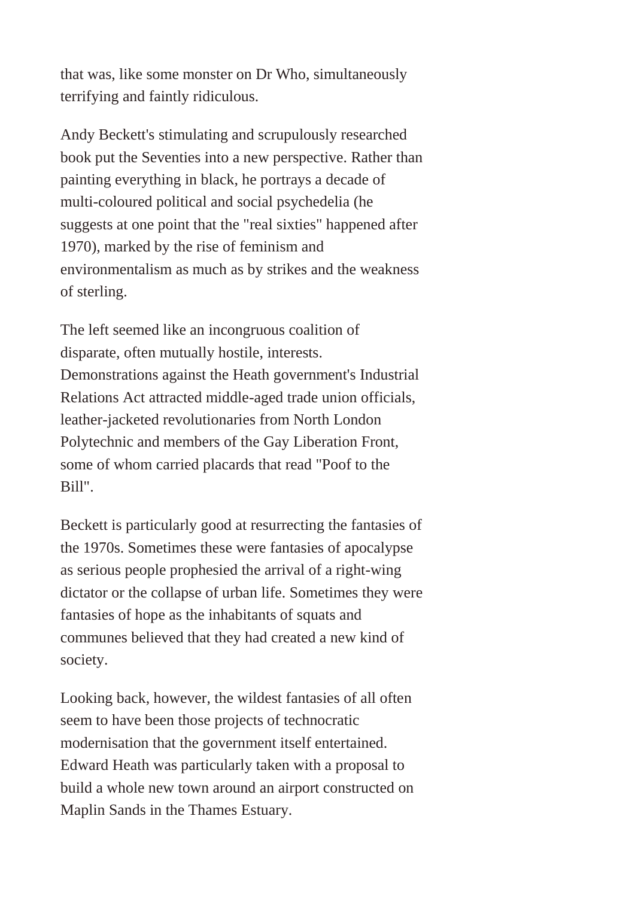that was, like some monster on Dr Who, simultaneously terrifying and faintly ridiculous.

Andy Beckett's stimulating and scrupulously researched book put the Seventies into a new perspective. Rather than painting everything in black, he portrays a decade of multi-coloured political and social psychedelia (he suggests at one point that the "real sixties" happened after 1970), marked by the rise of feminism and environmentalism as much as by strikes and the weakness of sterling.

The left seemed like an incongruous coalition of disparate, often mutually hostile, interests. Demonstrations against the Heath government's Industrial Relations Act attracted middle-aged trade union officials, leather-jacketed revolutionaries from North London Polytechnic and members of the Gay Liberation Front, some of whom carried placards that read "Poof to the Bill".

Beckett is particularly good at resurrecting the fantasies of the 1970s. Sometimes these were fantasies of apocalypse as serious people prophesied the arrival of a right-wing dictator or the collapse of urban life. Sometimes they were fantasies of hope as the inhabitants of squats and communes believed that they had created a new kind of society.

Looking back, however, the wildest fantasies of all often seem to have been those projects of technocratic modernisation that the government itself entertained. Edward Heath was particularly taken with a proposal to build a whole new town around an airport constructed on Maplin Sands in the Thames Estuary.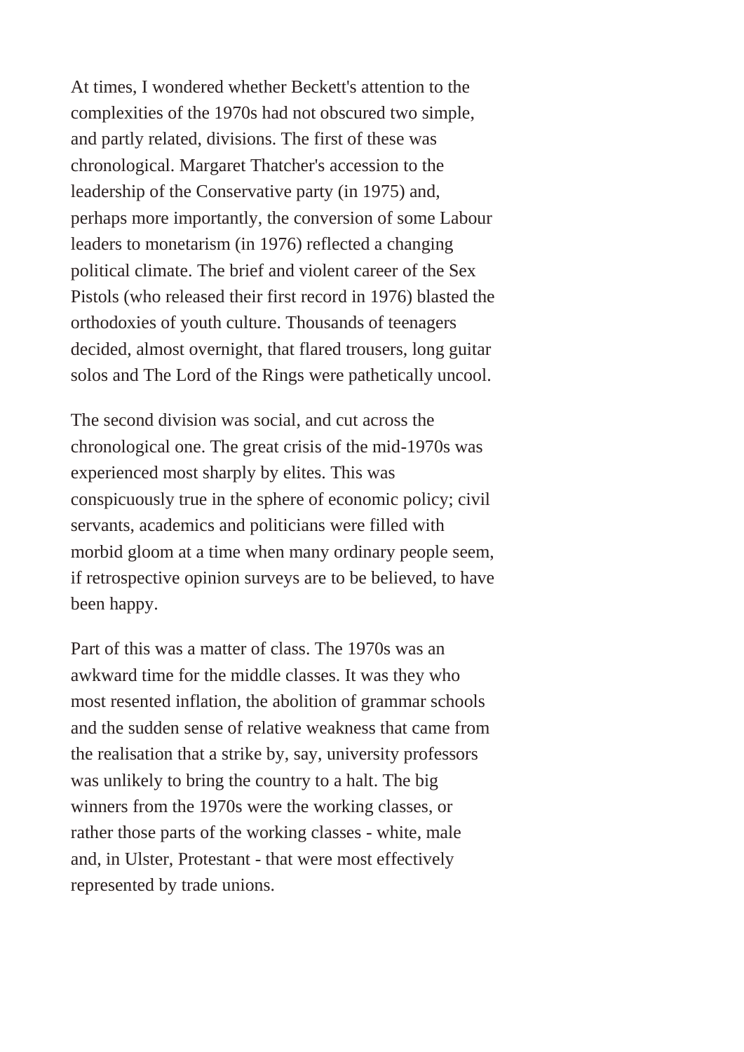At times, I wondered whether Beckett's attention to the complexities of the 1970s had not obscured two simple, and partly related, divisions. The first of these was chronological. Margaret Thatcher's accession to the leadership of the Conservative party (in 1975) and, perhaps more importantly, the conversion of some Labour leaders to monetarism (in 1976) reflected a changing political climate. The brief and violent career of the Sex Pistols (who released their first record in 1976) blasted the orthodoxies of youth culture. Thousands of teenagers decided, almost overnight, that flared trousers, long guitar solos and The Lord of the Rings were pathetically uncool.

The second division was social, and cut across the chronological one. The great crisis of the mid-1970s was experienced most sharply by elites. This was conspicuously true in the sphere of economic policy; civil servants, academics and politicians were filled with morbid gloom at a time when many ordinary people seem, if retrospective opinion surveys are to be believed, to have been happy.

Part of this was a matter of class. The 1970s was an awkward time for the middle classes. It was they who most resented inflation, the abolition of grammar schools and the sudden sense of relative weakness that came from the realisation that a strike by, say, university professors was unlikely to bring the country to a halt. The big winners from the 1970s were the working classes, or rather those parts of the working classes - white, male and, in Ulster, Protestant - that were most effectively represented by trade unions.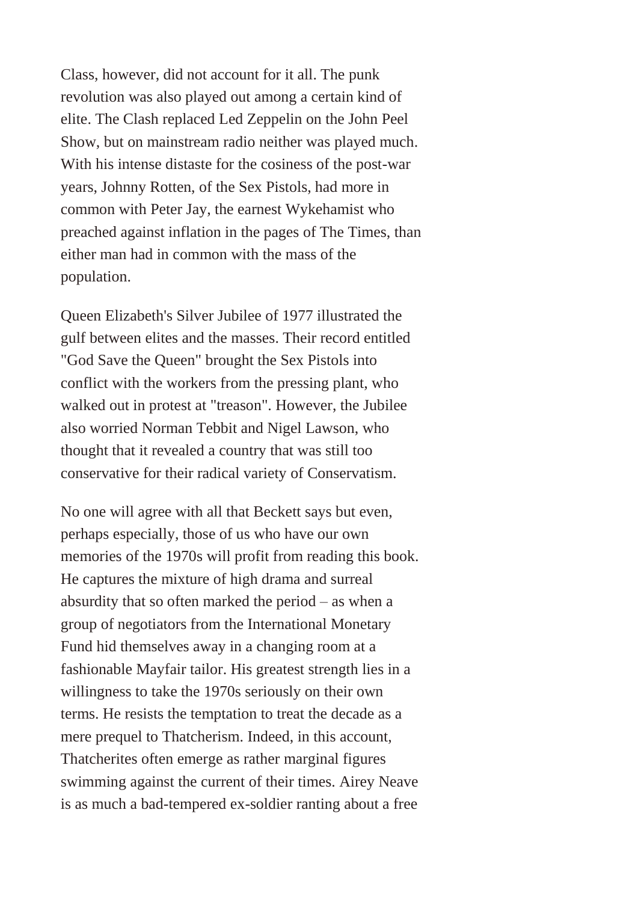Class, however, did not account for it all. The punk revolution was also played out among a certain kind of elite. The Clash replaced Led Zeppelin on the John Peel Show, but on mainstream radio neither was played much. With his intense distaste for the cosiness of the post-war years, Johnny Rotten, of the Sex Pistols, had more in common with Peter Jay, the earnest Wykehamist who preached against inflation in the pages of The Times, than either man had in common with the mass of the population.

Queen Elizabeth's Silver Jubilee of 1977 illustrated the gulf between elites and the masses. Their record entitled "God Save the Queen" brought the Sex Pistols into conflict with the workers from the pressing plant, who walked out in protest at "treason". However, the Jubilee also worried Norman Tebbit and Nigel Lawson, who thought that it revealed a country that was still too conservative for their radical variety of Conservatism.

No one will agree with all that Beckett says but even, perhaps especially, those of us who have our own memories of the 1970s will profit from reading this book. He captures the mixture of high drama and surreal absurdity that so often marked the period – as when a group of negotiators from the International Monetary Fund hid themselves away in a changing room at a fashionable Mayfair tailor. His greatest strength lies in a willingness to take the 1970s seriously on their own terms. He resists the temptation to treat the decade as a mere prequel to Thatcherism. Indeed, in this account, Thatcherites often emerge as rather marginal figures swimming against the current of their times. Airey Neave is as much a bad-tempered ex-soldier ranting about a free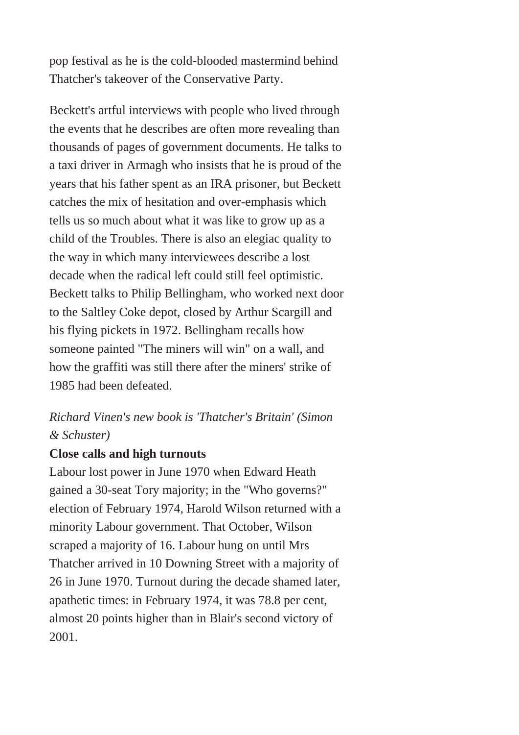pop festival as he is the cold-blooded mastermind behind Thatcher's takeover of the Conservative Party.

Beckett's artful interviews with people who lived through the events that he describes are often more revealing than thousands of pages of government documents. He talks to a taxi driver in Armagh who insists that he is proud of the years that his father spent as an IRA prisoner, but Beckett catches the mix of hesitation and over-emphasis which tells us so much about what it was like to grow up as a child of the Troubles. There is also an elegiac quality to the way in which many interviewees describe a lost decade when the radical left could still feel optimistic. Beckett talks to Philip Bellingham, who worked next door to the Saltley Coke depot, closed by Arthur Scargill and his flying pickets in 1972. Bellingham recalls how someone painted "The miners will win" on a wall, and how the graffiti was still there after the miners' strike of 1985 had been defeated.

*Richard Vinen's new book is 'Thatcher's Britain' (Simon & Schuster)*

**Close calls and high turnouts**

Labour lost power in June 1970 when Edward Heath gained a 30-seat Tory majority; in the "Who governs?" election of February 1974, Harold Wilson returned with a minority Labour government. That October, Wilson scraped a majority of 16. Labour hung on until Mrs Thatcher arrived in 10 Downing Street with a majority of 26 in June 1970. Turnout during the decade shamed later, apathetic times: in February 1974, it was 78.8 per cent, almost 20 points higher than in Blair's second victory of 2001.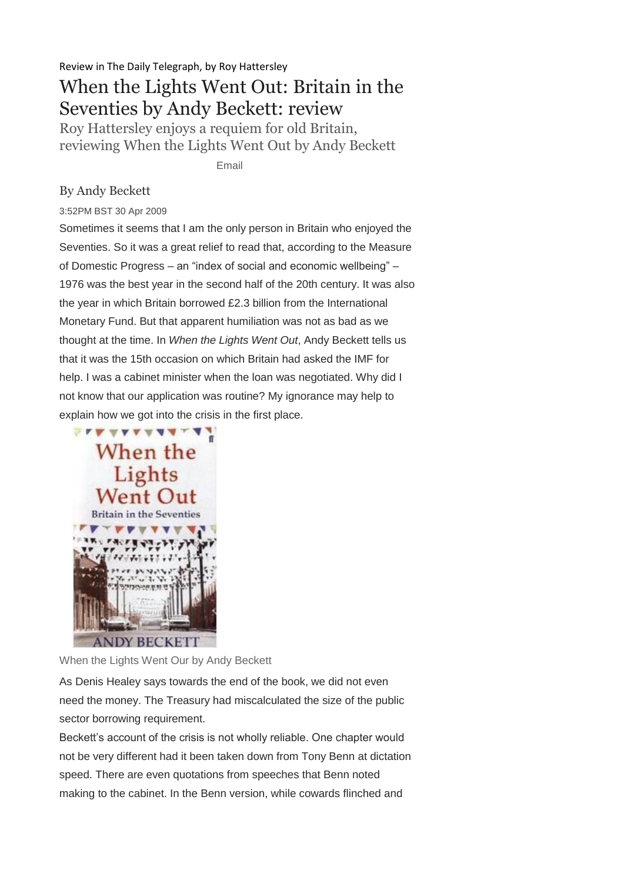Review in The Daily Telegraph, by Roy Hattersley

# When the Lights Went Out: Britain in the Seventies by Andy Beckett: review

Roy Hattersley enjoys a requiem for old Britain, reviewing When the Lights Went Out by Andy Beckett

Email

By Andy Beckett

3:52PM BST 30 Apr 2009

Sometimes it seems that I am the only person in Britain who enjoyed the Seventies. So it was a great relief to read that, according to the Measure of Domestic Progress – an "index of social and economic wellbeing" – 1976 was the best year in the second half of the 20th century. It was also the year in which Britain borrowed £2.3 billion from the International Monetary Fund. But that apparent humiliation was not as bad as we thought at the time. In *When the Lights Went Out*, Andy Beckett tells us that it was the 15th occasion on which Britain had asked the IMF for help. I was a cabinet minister when the loan was negotiated. Why did I not know that our application was routine? My ignorance may help to explain how we got into the crisis in the first place.

When the Lights Went Our by Andy Beckett

As Denis Healey says towards the end of the book, we did not even need the money. The Treasury had miscalculated the size of the public sector borrowing requirement.

Beckett's account of the crisis is not wholly reliable. One chapter would not be very different had it been taken down from Tony Benn at dictation speed. There are even quotations from speeches that Benn noted making to the cabinet. In the Benn version, while cowards flinched and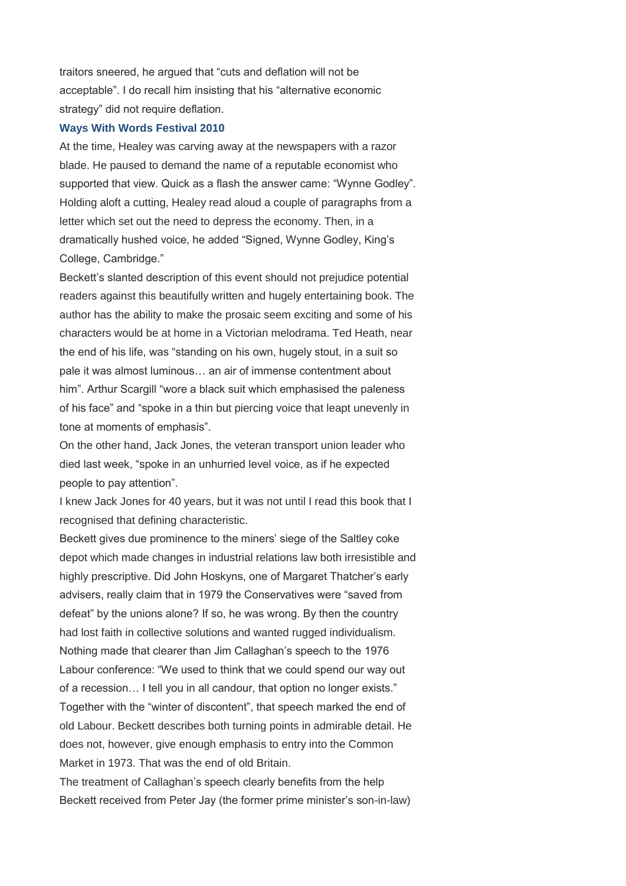traitors sneered, he argued that "cuts and deflation will not be acceptable". I do recall him insisting that his "alternative economic strategy" did not require deflation.

**Ways With Words Festival 2010**

At the time, Healey was carving away at the newspapers with a razor blade. He paused to demand the name of a reputable economist who supported that view. Quick as a flash the answer came: "Wynne Godley". Holding aloft a cutting, Healey read aloud a couple of paragraphs from a letter which set out the need to depress the economy. Then, in a dramatically hushed voice, he added "Signed, Wynne Godley, King's College, Cambridge."

Beckett's slanted description of this event should not prejudice potential readers against this beautifully written and hugely entertaining book. The author has the ability to make the prosaic seem exciting and some of his characters would be at home in a Victorian melodrama. Ted Heath, near the end of his life, was "standing on his own, hugely stout, in a suit so pale it was almost luminous… an air of immense contentment about him". Arthur Scargill "wore a black suit which emphasised the paleness of his face" and "spoke in a thin but piercing voice that leapt unevenly in tone at moments of emphasis".

On the other hand, Jack Jones, the veteran transport union leader who died last week, "spoke in an unhurried level voice, as if he expected people to pay attention".

I knew Jack Jones for 40 years, but it was not until I read this book that I recognised that defining characteristic.

Beckett gives due prominence to the miners' siege of the Saltley coke depot which made changes in industrial relations law both irresistible and highly prescriptive. Did John Hoskyns, one of Margaret Thatcher's early advisers, really claim that in 1979 the Conservatives were "saved from defeat" by the unions alone? If so, he was wrong. By then the country had lost faith in collective solutions and wanted rugged individualism. Nothing made that clearer than Jim Callaghan's speech to the 1976 Labour conference: "We used to think that we could spend our way out of a recession… I tell you in all candour, that option no longer exists." Together with the "winter of discontent", that speech marked the end of old Labour. Beckett describes both turning points in admirable detail. He does not, however, give enough emphasis to entry into the Common Market in 1973. That was the end of old Britain.

The treatment of Callaghan's speech clearly benefits from the help Beckett received from Peter Jay (the former prime minister's son-in-law)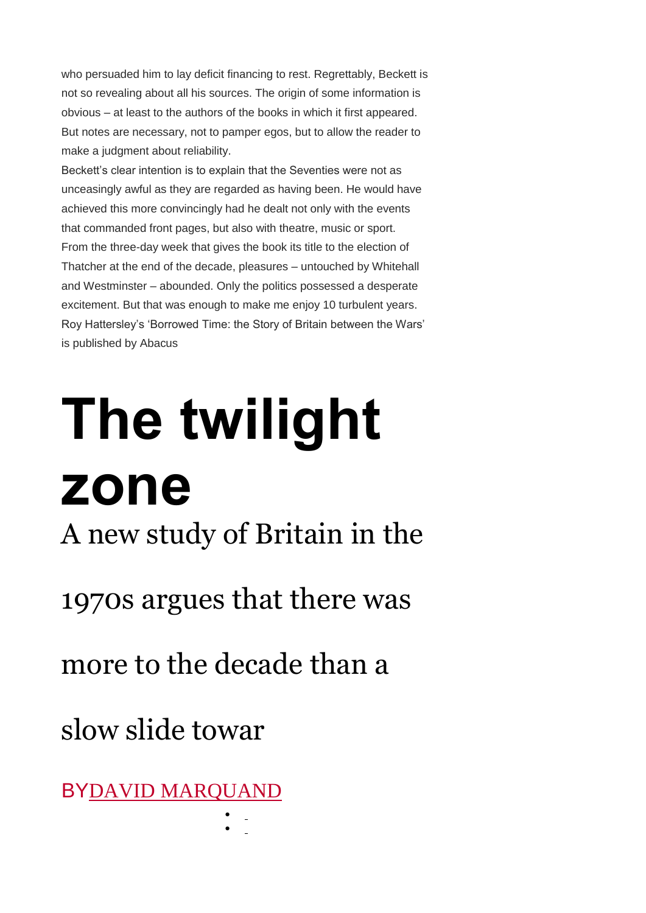who persuaded him to lay deficit financing to rest. Regrettably, Beckett is not so revealing about all his sources. The origin of some information is obvious – at least to the authors of the books in which it first appeared. But notes are necessary, not to pamper egos, but to allow the reader to make a judgment about reliability.

Beckett's clear intention is to explain that the Seventies were not as unceasingly awful as they are regarded as having been. He would have achieved this more convincingly had he dealt not only with the events that commanded front pages, but also with theatre, music or sport. From the three-day week that gives the book its title to the election of Thatcher at the end of the decade, pleasures – untouched by Whitehall and Westminster – abounded. Only the politics possessed a desperate excitement. But that was enough to make me enjoy 10 turbulent years.

Roy Hattersley's 'Borrowed Time: the Story of Britain between the Wars' is published by Abacus

# The twilight zone

## A new study of Britain in the 1970s argues that there was more to the decade than a slow slide towar

BY DAVID MARQUAND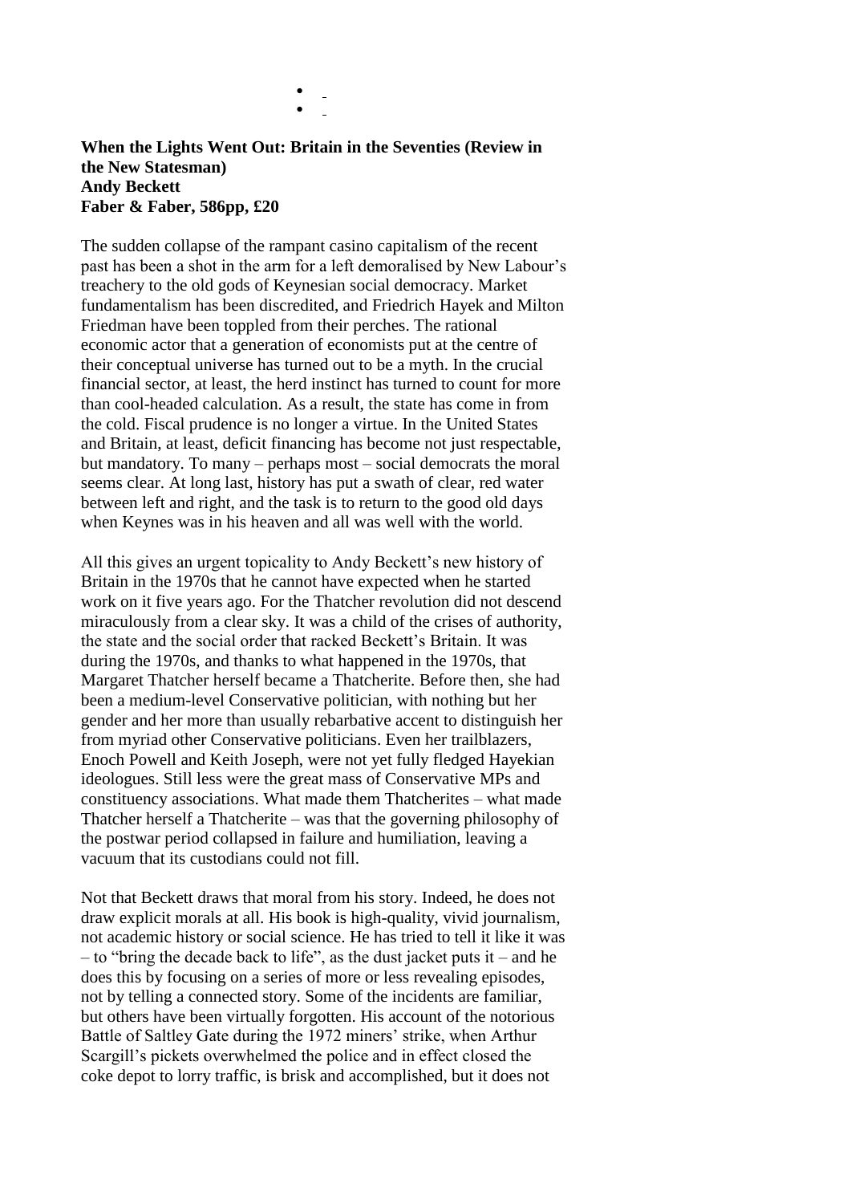**When the Lights Went Out: Britain in the Seventies (Review in the New Statesman)**
**Andy Beckett**
**Faber & Faber, 586pp, £20**

The sudden collapse of the rampant casino capitalism of the recent past has been a shot in the arm for a left demoralised by New Labour's treachery to the old gods of Keynesian social democracy. Market fundamentalism has been discredited, and Friedrich Hayek and Milton Friedman have been toppled from their perches. The rational economic actor that a generation of economists put at the centre of their conceptual universe has turned out to be a myth. In the crucial financial sector, at least, the herd instinct has turned to count for more than cool-headed calculation. As a result, the state has come in from the cold. Fiscal prudence is no longer a virtue. In the United States and Britain, at least, deficit financing has become not just respectable, but mandatory. To many – perhaps most – social democrats the moral seems clear. At long last, history has put a swath of clear, red water between left and right, and the task is to return to the good old days when Keynes was in his heaven and all was well with the world.

All this gives an urgent topicality to Andy Beckett's new history of Britain in the 1970s that he cannot have expected when he started work on it five years ago. For the Thatcher revolution did not descend miraculously from a clear sky. It was a child of the crises of authority, the state and the social order that racked Beckett's Britain. It was during the 1970s, and thanks to what happened in the 1970s, that Margaret Thatcher herself became a Thatcherite. Before then, she had been a medium-level Conservative politician, with nothing but her gender and her more than usually rebarbative accent to distinguish her from myriad other Conservative politicians. Even her trailblazers, Enoch Powell and Keith Joseph, were not yet fully fledged Hayekian ideologues. Still less were the great mass of Conservative MPs and constituency associations. What made them Thatcherites – what made Thatcher herself a Thatcherite – was that the governing philosophy of the postwar period collapsed in failure and humiliation, leaving a vacuum that its custodians could not fill.

Not that Beckett draws that moral from his story. Indeed, he does not draw explicit morals at all. His book is high-quality, vivid journalism, not academic history or social science. He has tried to tell it like it was – to "bring the decade back to life", as the dust jacket puts it – and he does this by focusing on a series of more or less revealing episodes, not by telling a connected story. Some of the incidents are familiar, but others have been virtually forgotten. His account of the notorious Battle of Saltley Gate during the 1972 miners' strike, when Arthur Scargill's pickets overwhelmed the police and in effect closed the coke depot to lorry traffic, is brisk and accomplished, but it does not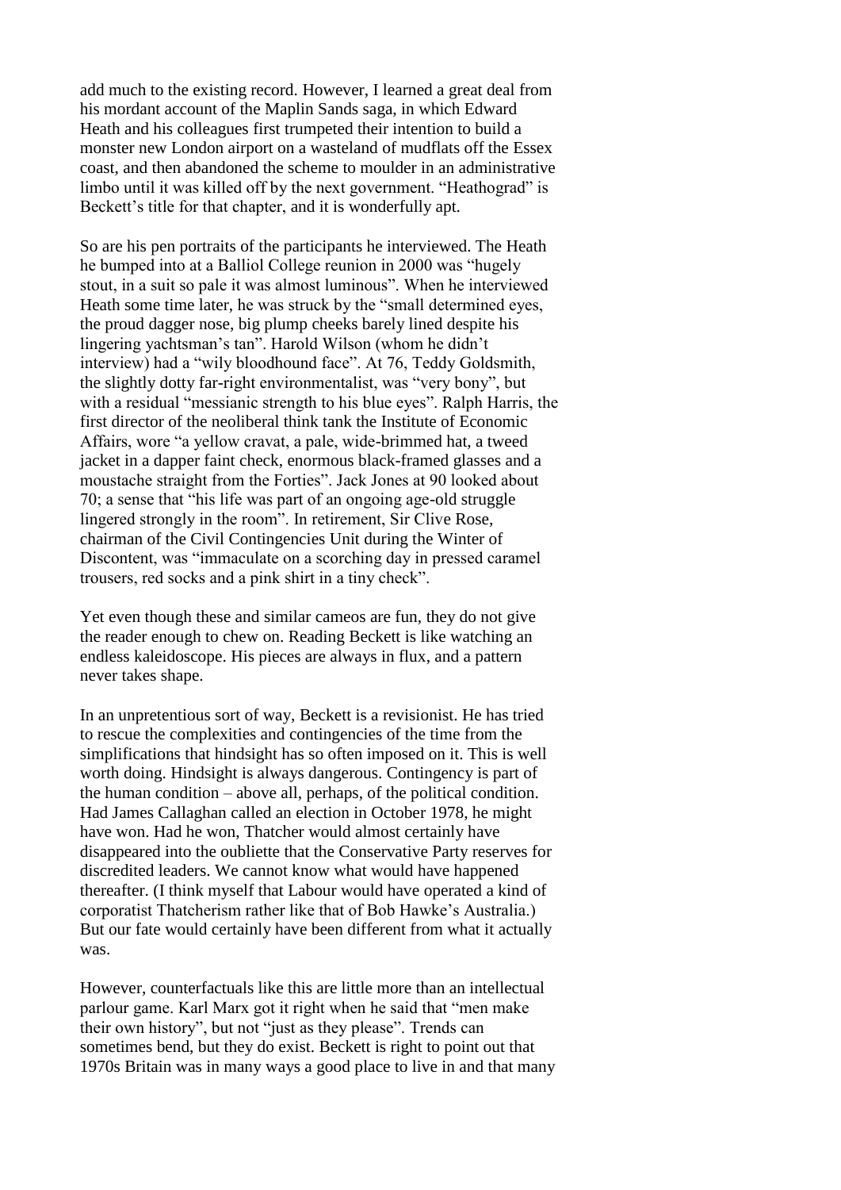add much to the existing record. However, I learned a great deal from his mordant account of the Maplin Sands saga, in which Edward Heath and his colleagues first trumpeted their intention to build a monster new London airport on a wasteland of mudflats off the Essex coast, and then abandoned the scheme to moulder in an administrative limbo until it was killed off by the next government. "Heathograd" is Beckett's title for that chapter, and it is wonderfully apt.

So are his pen portraits of the participants he interviewed. The Heath he bumped into at a Balliol College reunion in 2000 was "hugely stout, in a suit so pale it was almost luminous". When he interviewed Heath some time later, he was struck by the "small determined eyes, the proud dagger nose, big plump cheeks barely lined despite his lingering yachtsman's tan". Harold Wilson (whom he didn't interview) had a "wily bloodhound face". At 76, Teddy Goldsmith, the slightly dotty far-right environmentalist, was "very bony", but with a residual "messianic strength to his blue eyes". Ralph Harris, the first director of the neoliberal think tank the Institute of Economic Affairs, wore "a yellow cravat, a pale, wide-brimmed hat, a tweed jacket in a dapper faint check, enormous black-framed glasses and a moustache straight from the Forties". Jack Jones at 90 looked about 70; a sense that "his life was part of an ongoing age-old struggle lingered strongly in the room". In retirement, Sir Clive Rose, chairman of the Civil Contingencies Unit during the Winter of Discontent, was "immaculate on a scorching day in pressed caramel trousers, red socks and a pink shirt in a tiny check".

Yet even though these and similar cameos are fun, they do not give the reader enough to chew on. Reading Beckett is like watching an endless kaleidoscope. His pieces are always in flux, and a pattern never takes shape.

In an unpretentious sort of way, Beckett is a revisionist. He has tried to rescue the complexities and contingencies of the time from the simplifications that hindsight has so often imposed on it. This is well worth doing. Hindsight is always dangerous. Contingency is part of the human condition – above all, perhaps, of the political condition. Had James Callaghan called an election in October 1978, he might have won. Had he won, Thatcher would almost certainly have disappeared into the oubliette that the Conservative Party reserves for discredited leaders. We cannot know what would have happened thereafter. (I think myself that Labour would have operated a kind of corporatist Thatcherism rather like that of Bob Hawke's Australia.) But our fate would certainly have been different from what it actually was.

However, counterfactuals like this are little more than an intellectual parlour game. Karl Marx got it right when he said that "men make their own history", but not "just as they please". Trends can sometimes bend, but they do exist. Beckett is right to point out that 1970s Britain was in many ways a good place to live in and that many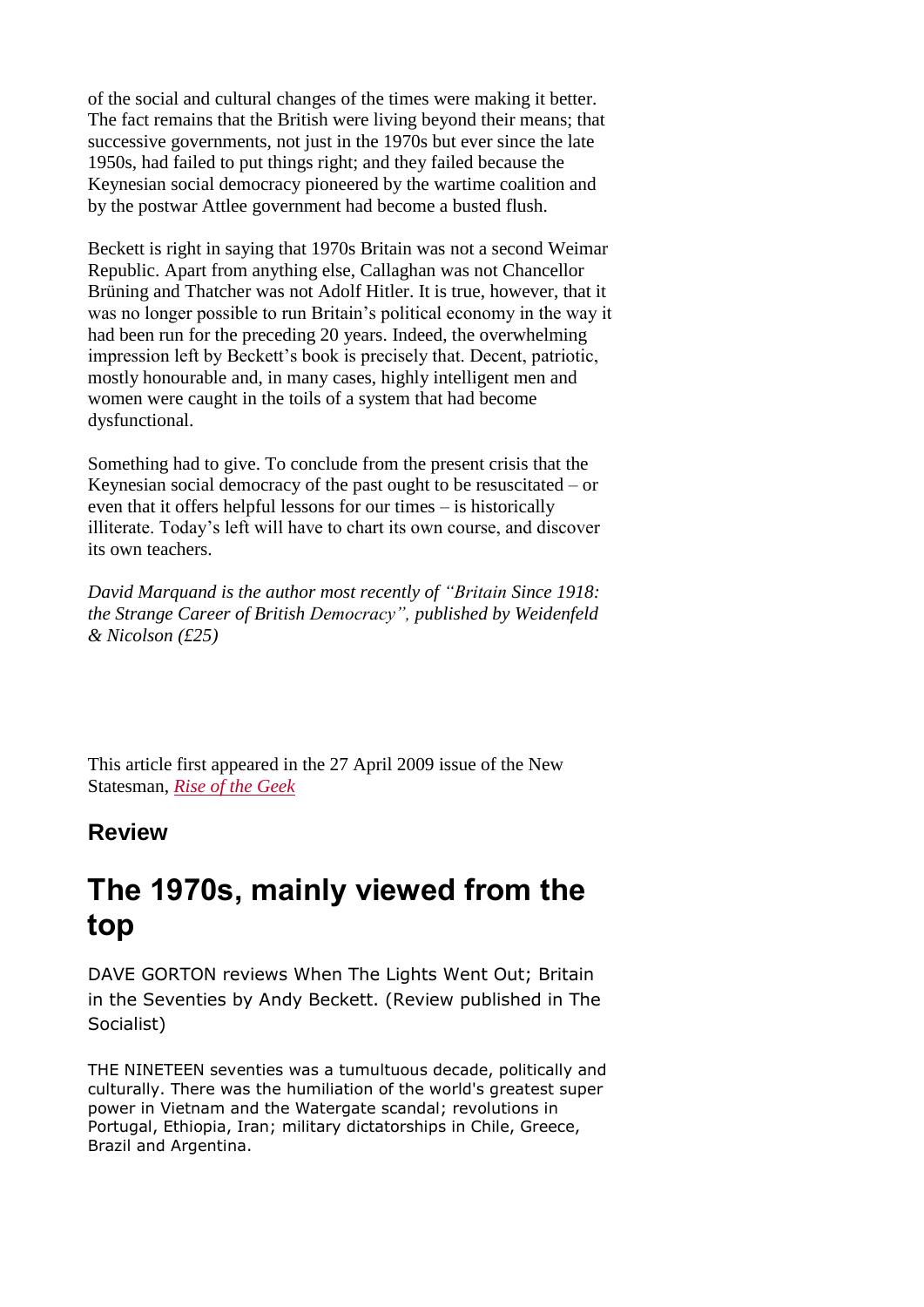of the social and cultural changes of the times were making it better. The fact remains that the British were living beyond their means; that successive governments, not just in the 1970s but ever since the late 1950s, had failed to put things right; and they failed because the Keynesian social democracy pioneered by the wartime coalition and by the postwar Attlee government had become a busted flush.

Beckett is right in saying that 1970s Britain was not a second Weimar Republic. Apart from anything else, Callaghan was not Chancellor Brüning and Thatcher was not Adolf Hitler. It is true, however, that it was no longer possible to run Britain's political economy in the way it had been run for the preceding 20 years. Indeed, the overwhelming impression left by Beckett's book is precisely that. Decent, patriotic, mostly honourable and, in many cases, highly intelligent men and women were caught in the toils of a system that had become dysfunctional.

Something had to give. To conclude from the present crisis that the Keynesian social democracy of the past ought to be resuscitated – or even that it offers helpful lessons for our times – is historically illiterate. Today's left will have to chart its own course, and discover its own teachers.

*David Marquand is the author most recently of "Britain Since 1918: the Strange Career of British Democracy", published by Weidenfeld & Nicolson (£25)*

This article first appeared in the 27 April 2009 issue of the New Statesman, *Rise of the Geek*

### Review

## The 1970s, mainly viewed from the top

DAVE GORTON reviews When The Lights Went Out; Britain in the Seventies by Andy Beckett. (Review published in The Socialist)

THE NINETEEN seventies was a tumultuous decade, politically and culturally. There was the humiliation of the world's greatest super power in Vietnam and the Watergate scandal; revolutions in Portugal, Ethiopia, Iran; military dictatorships in Chile, Greece, Brazil and Argentina.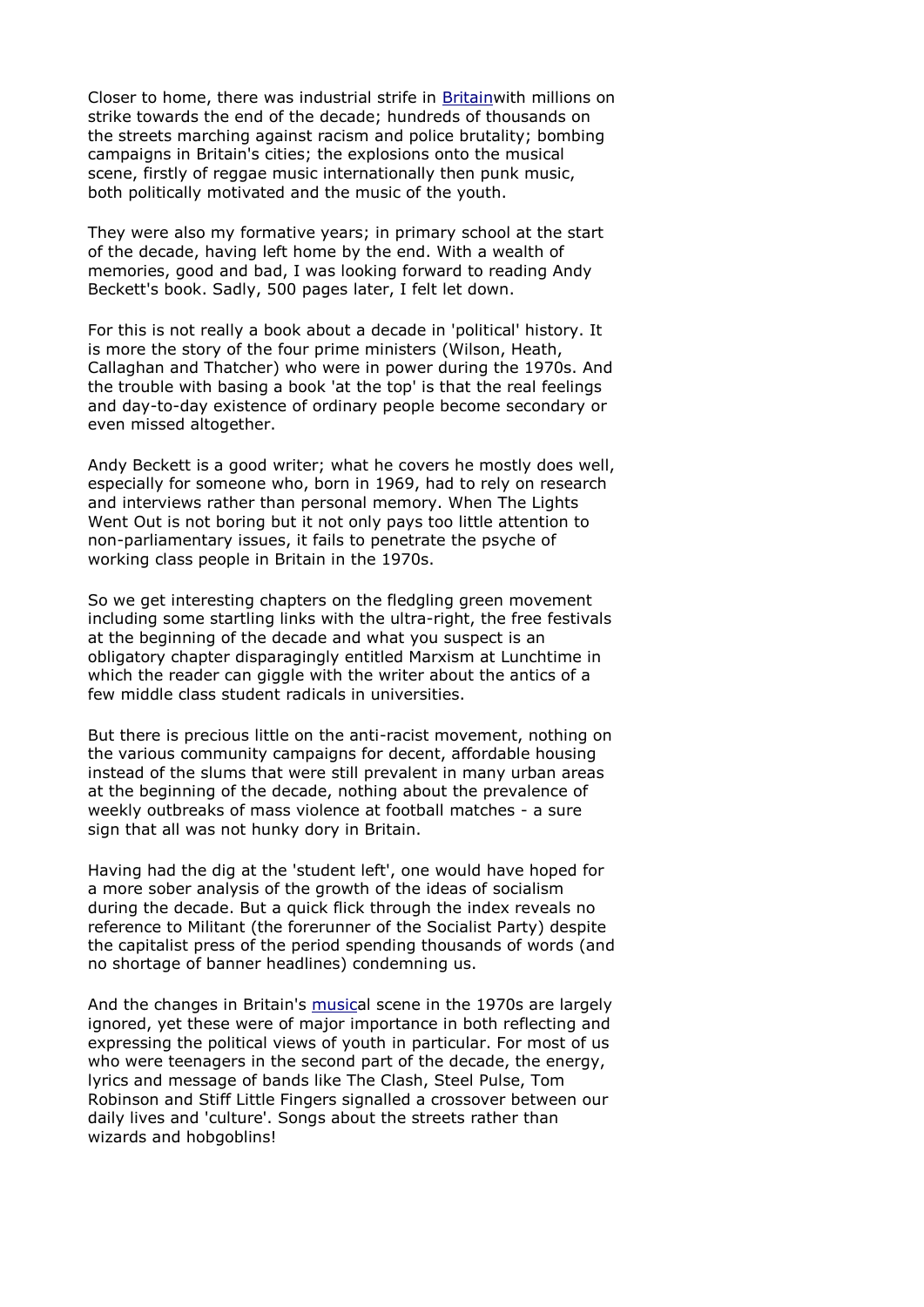Closer to home, there was industrial strife in Britainwith millions on strike towards the end of the decade; hundreds of thousands on the streets marching against racism and police brutality; bombing campaigns in Britain's cities; the explosions onto the musical scene, firstly of reggae music internationally then punk music, both politically motivated and the music of the youth.

They were also my formative years; in primary school at the start of the decade, having left home by the end. With a wealth of memories, good and bad, I was looking forward to reading Andy Beckett's book. Sadly, 500 pages later, I felt let down.

For this is not really a book about a decade in 'political' history. It is more the story of the four prime ministers (Wilson, Heath, Callaghan and Thatcher) who were in power during the 1970s. And the trouble with basing a book 'at the top' is that the real feelings and day-to-day existence of ordinary people become secondary or even missed altogether.

Andy Beckett is a good writer; what he covers he mostly does well, especially for someone who, born in 1969, had to rely on research and interviews rather than personal memory. When The Lights Went Out is not boring but it not only pays too little attention to non-parliamentary issues, it fails to penetrate the psyche of working class people in Britain in the 1970s.

So we get interesting chapters on the fledgling green movement including some startling links with the ultra-right, the free festivals at the beginning of the decade and what you suspect is an obligatory chapter disparagingly entitled Marxism at Lunchtime in which the reader can giggle with the writer about the antics of a few middle class student radicals in universities.

But there is precious little on the anti-racist movement, nothing on the various community campaigns for decent, affordable housing instead of the slums that were still prevalent in many urban areas at the beginning of the decade, nothing about the prevalence of weekly outbreaks of mass violence at football matches - a sure sign that all was not hunky dory in Britain.

Having had the dig at the 'student left', one would have hoped for a more sober analysis of the growth of the ideas of socialism during the decade. But a quick flick through the index reveals no reference to Militant (the forerunner of the Socialist Party) despite the capitalist press of the period spending thousands of words (and no shortage of banner headlines) condemning us.

And the changes in Britain's musical scene in the 1970s are largely ignored, yet these were of major importance in both reflecting and expressing the political views of youth in particular. For most of us who were teenagers in the second part of the decade, the energy, lyrics and message of bands like The Clash, Steel Pulse, Tom Robinson and Stiff Little Fingers signalled a crossover between our daily lives and 'culture'. Songs about the streets rather than wizards and hobgoblins!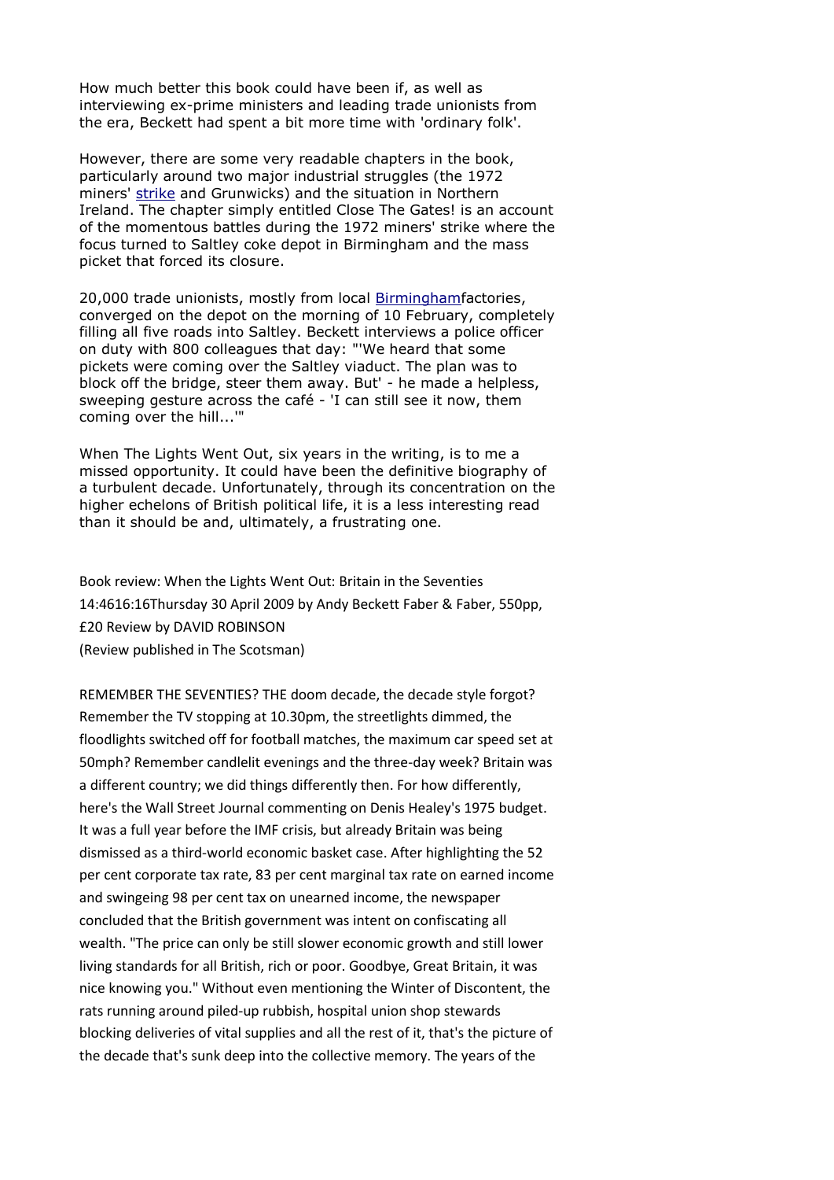How much better this book could have been if, as well as interviewing ex-prime ministers and leading trade unionists from the era, Beckett had spent a bit more time with 'ordinary folk'.

However, there are some very readable chapters in the book, particularly around two major industrial struggles (the 1972 miners' strike and Grunwicks) and the situation in Northern Ireland. The chapter simply entitled Close The Gates! is an account of the momentous battles during the 1972 miners' strike where the focus turned to Saltley coke depot in Birmingham and the mass picket that forced its closure.

20,000 trade unionists, mostly from local Birminghamfactories, converged on the depot on the morning of 10 February, completely filling all five roads into Saltley. Beckett interviews a police officer on duty with 800 colleagues that day: "'We heard that some pickets were coming over the Saltley viaduct. The plan was to block off the bridge, steer them away. But' - he made a helpless, sweeping gesture across the café - 'I can still see it now, them coming over the hill...'"

When The Lights Went Out, six years in the writing, is to me a missed opportunity. It could have been the definitive biography of a turbulent decade. Unfortunately, through its concentration on the higher echelons of British political life, it is a less interesting read than it should be and, ultimately, a frustrating one.

Book review: When the Lights Went Out: Britain in the Seventies
14:4616:16Thursday 30 April 2009 by Andy Beckett Faber & Faber, 550pp, £20 Review by DAVID ROBINSON
(Review published in The Scotsman)

REMEMBER THE SEVENTIES? THE doom decade, the decade style forgot? Remember the TV stopping at 10.30pm, the streetlights dimmed, the floodlights switched off for football matches, the maximum car speed set at 50mph? Remember candlelit evenings and the three-day week? Britain was a different country; we did things differently then. For how differently, here's the Wall Street Journal commenting on Denis Healey's 1975 budget. It was a full year before the IMF crisis, but already Britain was being dismissed as a third-world economic basket case. After highlighting the 52 per cent corporate tax rate, 83 per cent marginal tax rate on earned income and swingeing 98 per cent tax on unearned income, the newspaper concluded that the British government was intent on confiscating all wealth. "The price can only be still slower economic growth and still lower living standards for all British, rich or poor. Goodbye, Great Britain, it was nice knowing you." Without even mentioning the Winter of Discontent, the rats running around piled-up rubbish, hospital union shop stewards blocking deliveries of vital supplies and all the rest of it, that's the picture of the decade that's sunk deep into the collective memory. The years of the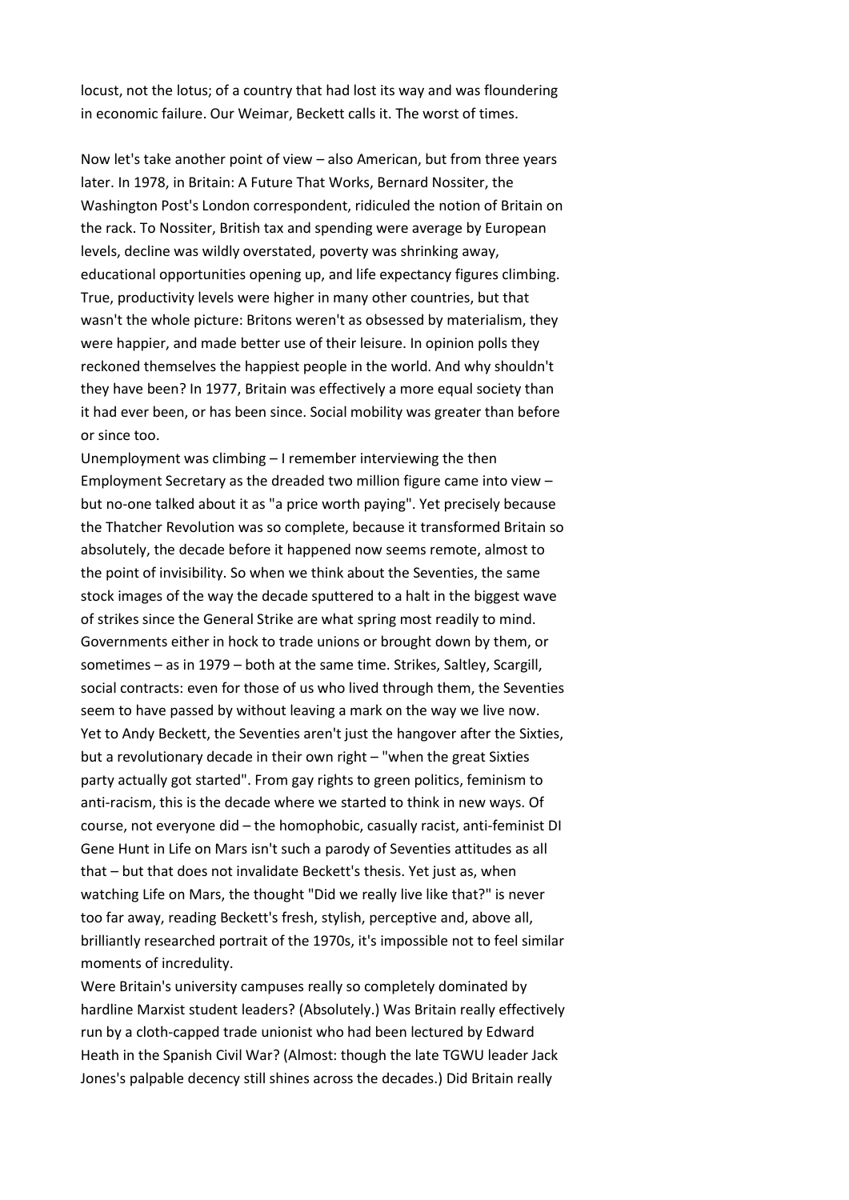locust, not the lotus; of a country that had lost its way and was floundering in economic failure. Our Weimar, Beckett calls it. The worst of times.

Now let's take another point of view – also American, but from three years later. In 1978, in Britain: A Future That Works, Bernard Nossiter, the Washington Post's London correspondent, ridiculed the notion of Britain on the rack. To Nossiter, British tax and spending were average by European levels, decline was wildly overstated, poverty was shrinking away, educational opportunities opening up, and life expectancy figures climbing. True, productivity levels were higher in many other countries, but that wasn't the whole picture: Britons weren't as obsessed by materialism, they were happier, and made better use of their leisure. In opinion polls they reckoned themselves the happiest people in the world. And why shouldn't they have been? In 1977, Britain was effectively a more equal society than it had ever been, or has been since. Social mobility was greater than before or since too.

Unemployment was climbing – I remember interviewing the then Employment Secretary as the dreaded two million figure came into view – but no-one talked about it as "a price worth paying". Yet precisely because the Thatcher Revolution was so complete, because it transformed Britain so absolutely, the decade before it happened now seems remote, almost to the point of invisibility. So when we think about the Seventies, the same stock images of the way the decade sputtered to a halt in the biggest wave of strikes since the General Strike are what spring most readily to mind. Governments either in hock to trade unions or brought down by them, or sometimes – as in 1979 – both at the same time. Strikes, Saltley, Scargill, social contracts: even for those of us who lived through them, the Seventies seem to have passed by without leaving a mark on the way we live now.

Yet to Andy Beckett, the Seventies aren't just the hangover after the Sixties, but a revolutionary decade in their own right – "when the great Sixties party actually got started". From gay rights to green politics, feminism to anti-racism, this is the decade where we started to think in new ways. Of course, not everyone did – the homophobic, casually racist, anti-feminist DI Gene Hunt in Life on Mars isn't such a parody of Seventies attitudes as all that – but that does not invalidate Beckett's thesis. Yet just as, when watching Life on Mars, the thought "Did we really live like that?" is never too far away, reading Beckett's fresh, stylish, perceptive and, above all, brilliantly researched portrait of the 1970s, it's impossible not to feel similar moments of incredulity.

Were Britain's university campuses really so completely dominated by hardline Marxist student leaders? (Absolutely.) Was Britain really effectively run by a cloth-capped trade unionist who had been lectured by Edward Heath in the Spanish Civil War? (Almost: though the late TGWU leader Jack Jones's palpable decency still shines across the decades.) Did Britain really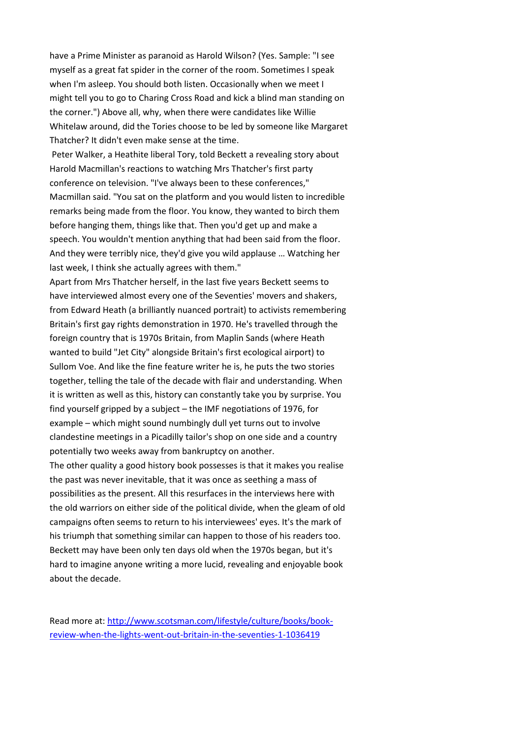have a Prime Minister as paranoid as Harold Wilson? (Yes. Sample: "I see myself as a great fat spider in the corner of the room. Sometimes I speak when I'm asleep. You should both listen. Occasionally when we meet I might tell you to go to Charing Cross Road and kick a blind man standing on the corner.") Above all, why, when there were candidates like Willie Whitelaw around, did the Tories choose to be led by someone like Margaret Thatcher? It didn't even make sense at the time.

Peter Walker, a Heathite liberal Tory, told Beckett a revealing story about Harold Macmillan's reactions to watching Mrs Thatcher's first party conference on television. "I've always been to these conferences," Macmillan said. "You sat on the platform and you would listen to incredible remarks being made from the floor. You know, they wanted to birch them before hanging them, things like that. Then you'd get up and make a speech. You wouldn't mention anything that had been said from the floor. And they were terribly nice, they'd give you wild applause … Watching her last week, I think she actually agrees with them."

Apart from Mrs Thatcher herself, in the last five years Beckett seems to have interviewed almost every one of the Seventies' movers and shakers, from Edward Heath (a brilliantly nuanced portrait) to activists remembering Britain's first gay rights demonstration in 1970. He's travelled through the foreign country that is 1970s Britain, from Maplin Sands (where Heath wanted to build "Jet City" alongside Britain's first ecological airport) to Sullom Voe. And like the fine feature writer he is, he puts the two stories together, telling the tale of the decade with flair and understanding. When it is written as well as this, history can constantly take you by surprise. You find yourself gripped by a subject – the IMF negotiations of 1976, for example – which might sound numbingly dull yet turns out to involve clandestine meetings in a Picadilly tailor's shop on one side and a country potentially two weeks away from bankruptcy on another.

The other quality a good history book possesses is that it makes you realise the past was never inevitable, that it was once as seething a mass of possibilities as the present. All this resurfaces in the interviews here with the old warriors on either side of the political divide, when the gleam of old campaigns often seems to return to his interviewees' eyes. It's the mark of his triumph that something similar can happen to those of his readers too. Beckett may have been only ten days old when the 1970s began, but it's hard to imagine anyone writing a more lucid, revealing and enjoyable book about the decade.

Read more at: [http://www.scotsman.com/lifestyle/culture/books/book-review-when-the-lights-went-out-britain-in-the-seventies-1-1036419](http://www.scotsman.com/lifestyle/culture/books/book-review-when-the-lights-went-out-britain-in-the-seventies-1-1036419)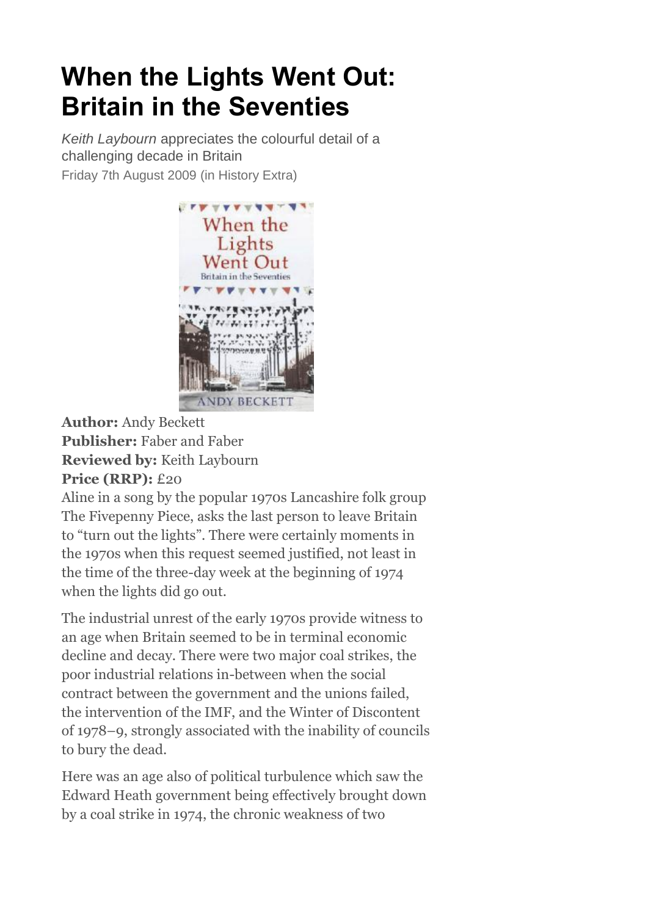# When the Lights Went Out: Britain in the Seventies

*Keith Laybourn* appreciates the colourful detail of a challenging decade in Britain

Friday 7th August 2009 (in History Extra)

**Author:** Andy Beckett
**Publisher:** Faber and Faber
**Reviewed by:** Keith Laybourn
**Price (RRP):** £20

Aline in a song by the popular 1970s Lancashire folk group The Fivepenny Piece, asks the last person to leave Britain to "turn out the lights". There were certainly moments in the 1970s when this request seemed justified, not least in the time of the three-day week at the beginning of 1974 when the lights did go out.

The industrial unrest of the early 1970s provide witness to an age when Britain seemed to be in terminal economic decline and decay. There were two major coal strikes, the poor industrial relations in-between when the social contract between the government and the unions failed, the intervention of the IMF, and the Winter of Discontent of 1978–9, strongly associated with the inability of councils to bury the dead.

Here was an age also of political turbulence which saw the Edward Heath government being effectively brought down by a coal strike in 1974, the chronic weakness of two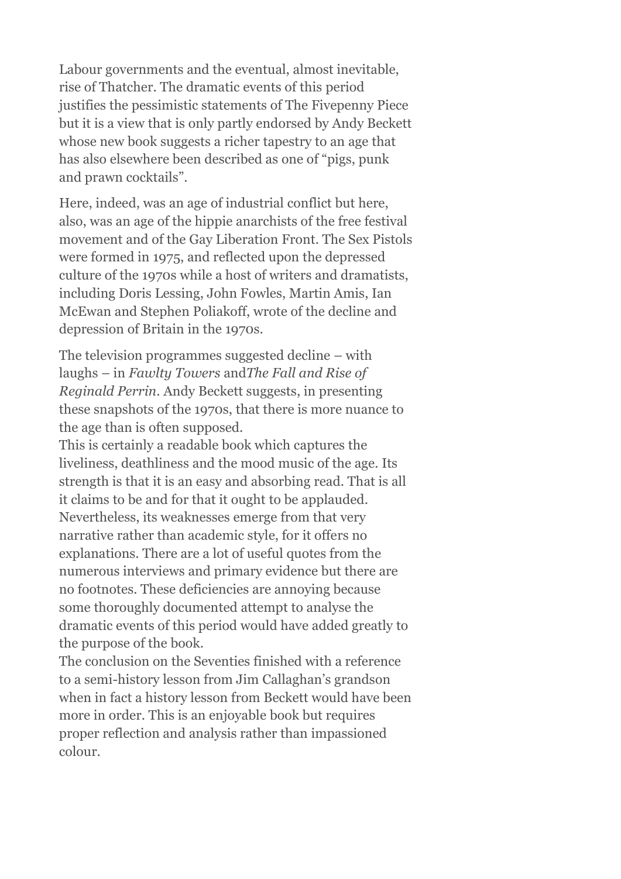Labour governments and the eventual, almost inevitable, rise of Thatcher. The dramatic events of this period justifies the pessimistic statements of The Fivepenny Piece but it is a view that is only partly endorsed by Andy Beckett whose new book suggests a richer tapestry to an age that has also elsewhere been described as one of "pigs, punk and prawn cocktails".

Here, indeed, was an age of industrial conflict but here, also, was an age of the hippie anarchists of the free festival movement and of the Gay Liberation Front. The Sex Pistols were formed in 1975, and reflected upon the depressed culture of the 1970s while a host of writers and dramatists, including Doris Lessing, John Fowles, Martin Amis, Ian McEwan and Stephen Poliakoff, wrote of the decline and depression of Britain in the 1970s.

The television programmes suggested decline – with laughs – in *Fawlty Towers* and*The Fall and Rise of Reginald Perrin*. Andy Beckett suggests, in presenting these snapshots of the 1970s, that there is more nuance to the age than is often supposed.

This is certainly a readable book which captures the liveliness, deathliness and the mood music of the age. Its strength is that it is an easy and absorbing read. That is all it claims to be and for that it ought to be applauded. Nevertheless, its weaknesses emerge from that very narrative rather than academic style, for it offers no explanations. There are a lot of useful quotes from the numerous interviews and primary evidence but there are no footnotes. These deficiencies are annoying because some thoroughly documented attempt to analyse the dramatic events of this period would have added greatly to the purpose of the book.

The conclusion on the Seventies finished with a reference to a semi-history lesson from Jim Callaghan's grandson when in fact a history lesson from Beckett would have been more in order. This is an enjoyable book but requires proper reflection and analysis rather than impassioned colour.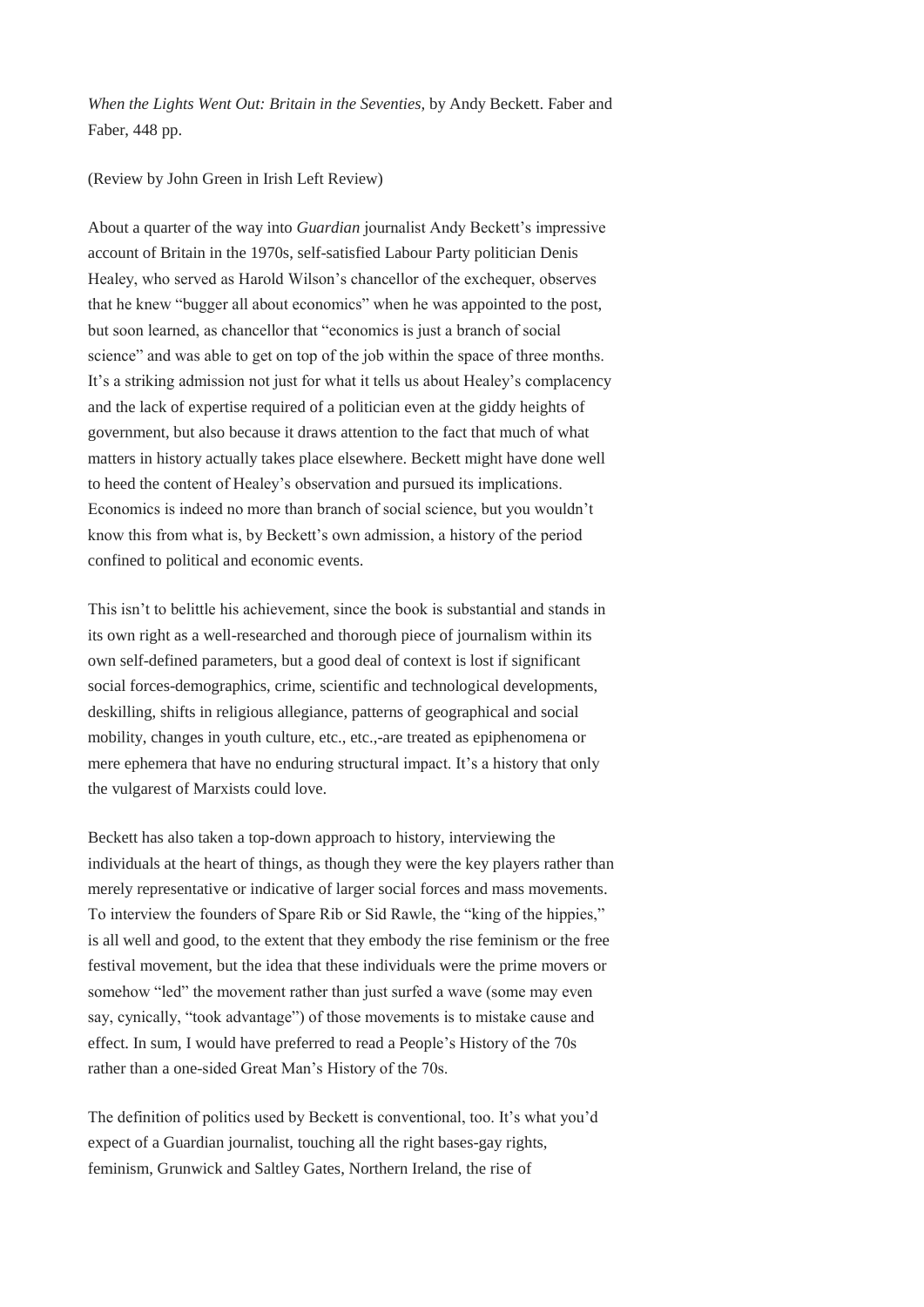*When the Lights Went Out: Britain in the Seventies,* by Andy Beckett. Faber and Faber, 448 pp.

(Review by John Green in Irish Left Review)

About a quarter of the way into *Guardian* journalist Andy Beckett's impressive account of Britain in the 1970s, self-satisfied Labour Party politician Denis Healey, who served as Harold Wilson's chancellor of the exchequer, observes that he knew "bugger all about economics" when he was appointed to the post, but soon learned, as chancellor that "economics is just a branch of social science" and was able to get on top of the job within the space of three months. It's a striking admission not just for what it tells us about Healey's complacency and the lack of expertise required of a politician even at the giddy heights of government, but also because it draws attention to the fact that much of what matters in history actually takes place elsewhere. Beckett might have done well to heed the content of Healey's observation and pursued its implications. Economics is indeed no more than branch of social science, but you wouldn't know this from what is, by Beckett's own admission, a history of the period confined to political and economic events.

This isn't to belittle his achievement, since the book is substantial and stands in its own right as a well-researched and thorough piece of journalism within its own self-defined parameters, but a good deal of context is lost if significant social forces-demographics, crime, scientific and technological developments, deskilling, shifts in religious allegiance, patterns of geographical and social mobility, changes in youth culture, etc., etc.,-are treated as epiphenomena or mere ephemera that have no enduring structural impact. It's a history that only the vulgarest of Marxists could love.

Beckett has also taken a top-down approach to history, interviewing the individuals at the heart of things, as though they were the key players rather than merely representative or indicative of larger social forces and mass movements. To interview the founders of Spare Rib or Sid Rawle, the "king of the hippies," is all well and good, to the extent that they embody the rise feminism or the free festival movement, but the idea that these individuals were the prime movers or somehow "led" the movement rather than just surfed a wave (some may even say, cynically, "took advantage") of those movements is to mistake cause and effect. In sum, I would have preferred to read a People's History of the 70s rather than a one-sided Great Man's History of the 70s.

The definition of politics used by Beckett is conventional, too. It's what you'd expect of a Guardian journalist, touching all the right bases-gay rights, feminism, Grunwick and Saltley Gates, Northern Ireland, the rise of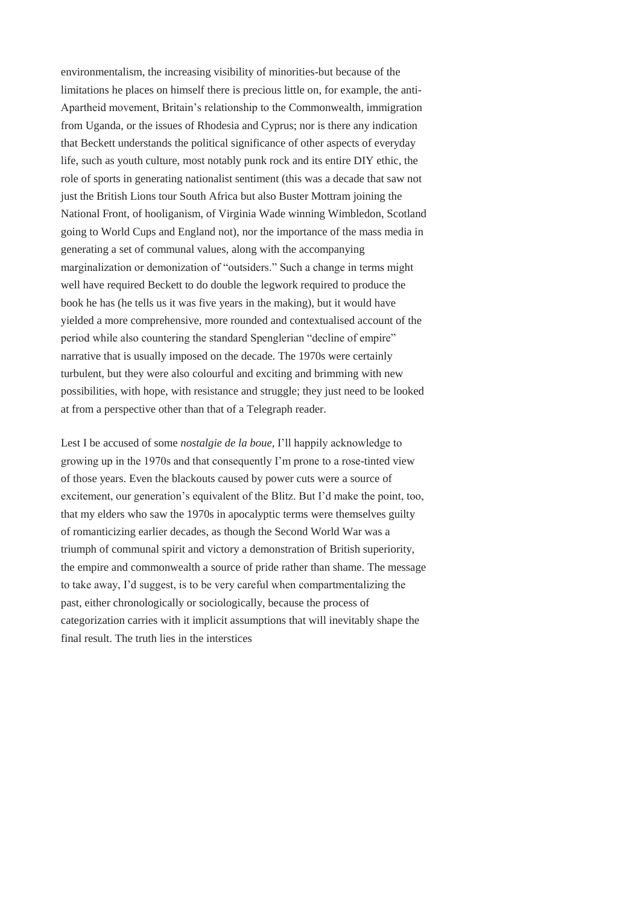environmentalism, the increasing visibility of minorities-but because of the limitations he places on himself there is precious little on, for example, the anti-Apartheid movement, Britain's relationship to the Commonwealth, immigration from Uganda, or the issues of Rhodesia and Cyprus; nor is there any indication that Beckett understands the political significance of other aspects of everyday life, such as youth culture, most notably punk rock and its entire DIY ethic, the role of sports in generating nationalist sentiment (this was a decade that saw not just the British Lions tour South Africa but also Buster Mottram joining the National Front, of hooliganism, of Virginia Wade winning Wimbledon, Scotland going to World Cups and England not), nor the importance of the mass media in generating a set of communal values, along with the accompanying marginalization or demonization of "outsiders." Such a change in terms might well have required Beckett to do double the legwork required to produce the book he has (he tells us it was five years in the making), but it would have yielded a more comprehensive, more rounded and contextualised account of the period while also countering the standard Spenglerian "decline of empire" narrative that is usually imposed on the decade. The 1970s were certainly turbulent, but they were also colourful and exciting and brimming with new possibilities, with hope, with resistance and struggle; they just need to be looked at from a perspective other than that of a Telegraph reader.

Lest I be accused of some *nostalgie de la boue,* I'll happily acknowledge to growing up in the 1970s and that consequently I'm prone to a rose-tinted view of those years. Even the blackouts caused by power cuts were a source of excitement, our generation's equivalent of the Blitz. But I'd make the point, too, that my elders who saw the 1970s in apocalyptic terms were themselves guilty of romanticizing earlier decades, as though the Second World War was a triumph of communal spirit and victory a demonstration of British superiority, the empire and commonwealth a source of pride rather than shame. The message to take away, I'd suggest, is to be very careful when compartmentalizing the past, either chronologically or sociologically, because the process of categorization carries with it implicit assumptions that will inevitably shape the final result. The truth lies in the interstices